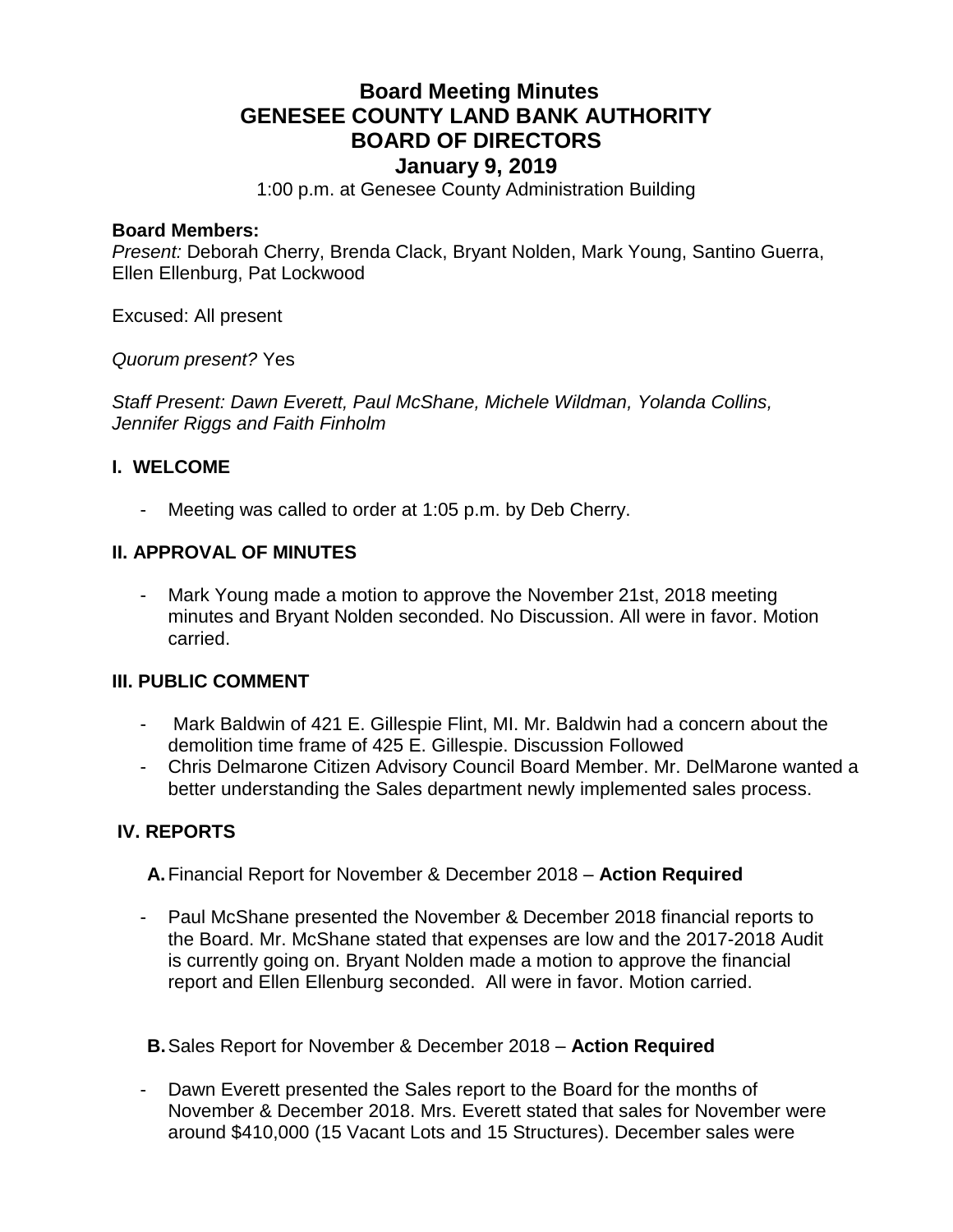# Board Meeting Minutes
# GENESEE COUNTY LAND BANK AUTHORITY
# BOARD OF DIRECTORS
# January 9, 2019

1:00 p.m. at Genesee County Administration Building

**Board Members:**
*Present:* Deborah Cherry, Brenda Clack, Bryant Nolden, Mark Young, Santino Guerra, Ellen Ellenburg, Pat Lockwood

Excused: All present

*Quorum present?* Yes

*Staff Present: Dawn Everett, Paul McShane, Michele Wildman, Yolanda Collins, Jennifer Riggs and Faith Finholm*

## I. WELCOME

- Meeting was called to order at 1:05 p.m. by Deb Cherry.

## II. APPROVAL OF MINUTES

- Mark Young made a motion to approve the November 21st, 2018 meeting minutes and Bryant Nolden seconded. No Discussion. All were in favor. Motion carried.

## III. PUBLIC COMMENT

- Mark Baldwin of 421 E. Gillespie Flint, MI. Mr. Baldwin had a concern about the demolition time frame of 425 E. Gillespie. Discussion Followed
- Chris Delmarone Citizen Advisory Council Board Member. Mr. DelMarone wanted a better understanding the Sales department newly implemented sales process.

## IV. REPORTS

**A.** Financial Report for November & December 2018 – **Action Required**

- Paul McShane presented the November & December 2018 financial reports to the Board. Mr. McShane stated that expenses are low and the 2017-2018 Audit is currently going on. Bryant Nolden made a motion to approve the financial report and Ellen Ellenburg seconded. All were in favor. Motion carried.

**B.** Sales Report for November & December 2018 – **Action Required**

- Dawn Everett presented the Sales report to the Board for the months of November & December 2018. Mrs. Everett stated that sales for November were around $410,000 (15 Vacant Lots and 15 Structures). December sales were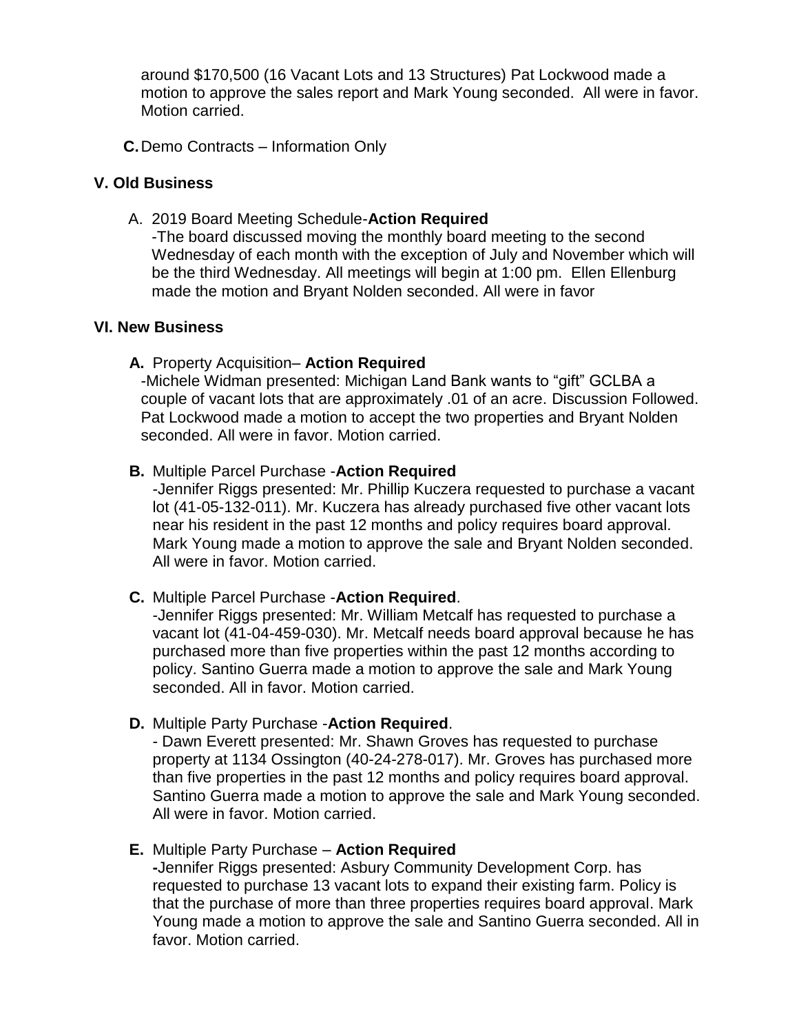around $170,500 (16 Vacant Lots and 13 Structures) Pat Lockwood made a motion to approve the sales report and Mark Young seconded. All were in favor. Motion carried.

**C.** Demo Contracts – Information Only

### V. Old Business

A. 2019 Board Meeting Schedule-**Action Required**

-The board discussed moving the monthly board meeting to the second Wednesday of each month with the exception of July and November which will be the third Wednesday. All meetings will begin at 1:00 pm. Ellen Ellenburg made the motion and Bryant Nolden seconded. All were in favor

### VI. New Business

**A.** Property Acquisition– **Action Required**

-Michele Widman presented: Michigan Land Bank wants to "gift" GCLBA a couple of vacant lots that are approximately .01 of an acre. Discussion Followed. Pat Lockwood made a motion to accept the two properties and Bryant Nolden seconded. All were in favor. Motion carried.

**B.** Multiple Parcel Purchase -**Action Required**

-Jennifer Riggs presented: Mr. Phillip Kuczera requested to purchase a vacant lot (41-05-132-011). Mr. Kuczera has already purchased five other vacant lots near his resident in the past 12 months and policy requires board approval. Mark Young made a motion to approve the sale and Bryant Nolden seconded. All were in favor. Motion carried.

**C.** Multiple Parcel Purchase -**Action Required**.

-Jennifer Riggs presented: Mr. William Metcalf has requested to purchase a vacant lot (41-04-459-030). Mr. Metcalf needs board approval because he has purchased more than five properties within the past 12 months according to policy. Santino Guerra made a motion to approve the sale and Mark Young seconded. All in favor. Motion carried.

**D.** Multiple Party Purchase -**Action Required**.

- Dawn Everett presented: Mr. Shawn Groves has requested to purchase property at 1134 Ossington (40-24-278-017). Mr. Groves has purchased more than five properties in the past 12 months and policy requires board approval. Santino Guerra made a motion to approve the sale and Mark Young seconded. All were in favor. Motion carried.

**E.** Multiple Party Purchase – **Action Required**

**-**Jennifer Riggs presented: Asbury Community Development Corp. has requested to purchase 13 vacant lots to expand their existing farm. Policy is that the purchase of more than three properties requires board approval. Mark Young made a motion to approve the sale and Santino Guerra seconded. All in favor. Motion carried.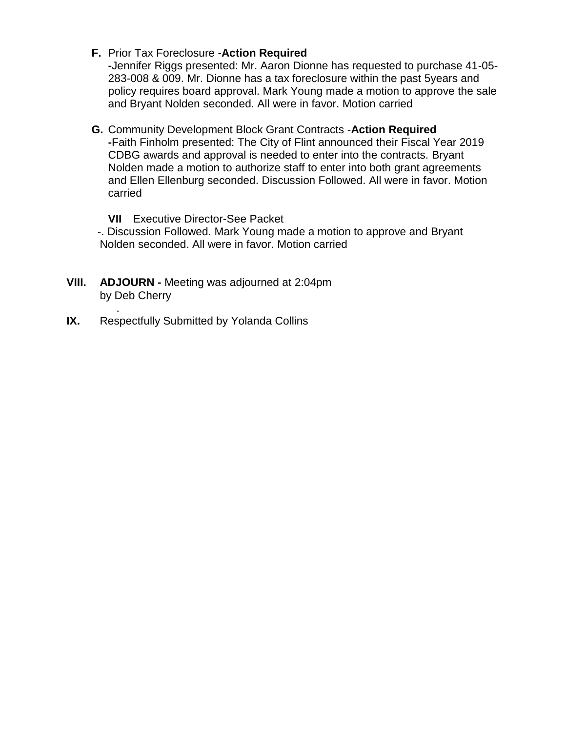**F.** Prior Tax Foreclosure -**Action Required**
**-**Jennifer Riggs presented: Mr. Aaron Dionne has requested to purchase 41-05-283-008 & 009. Mr. Dionne has a tax foreclosure within the past 5years and policy requires board approval. Mark Young made a motion to approve the sale and Bryant Nolden seconded. All were in favor. Motion carried

**G.** Community Development Block Grant Contracts -**Action Required**
**-**Faith Finholm presented: The City of Flint announced their Fiscal Year 2019 CDBG awards and approval is needed to enter into the contracts. Bryant Nolden made a motion to authorize staff to enter into both grant agreements and Ellen Ellenburg seconded. Discussion Followed. All were in favor. Motion carried

**VII** Executive Director-See Packet
-. Discussion Followed. Mark Young made a motion to approve and Bryant Nolden seconded. All were in favor. Motion carried

**VIII.** **ADJOURN -** Meeting was adjourned at 2:04pm by Deb Cherry
.

**IX.** Respectfully Submitted by Yolanda Collins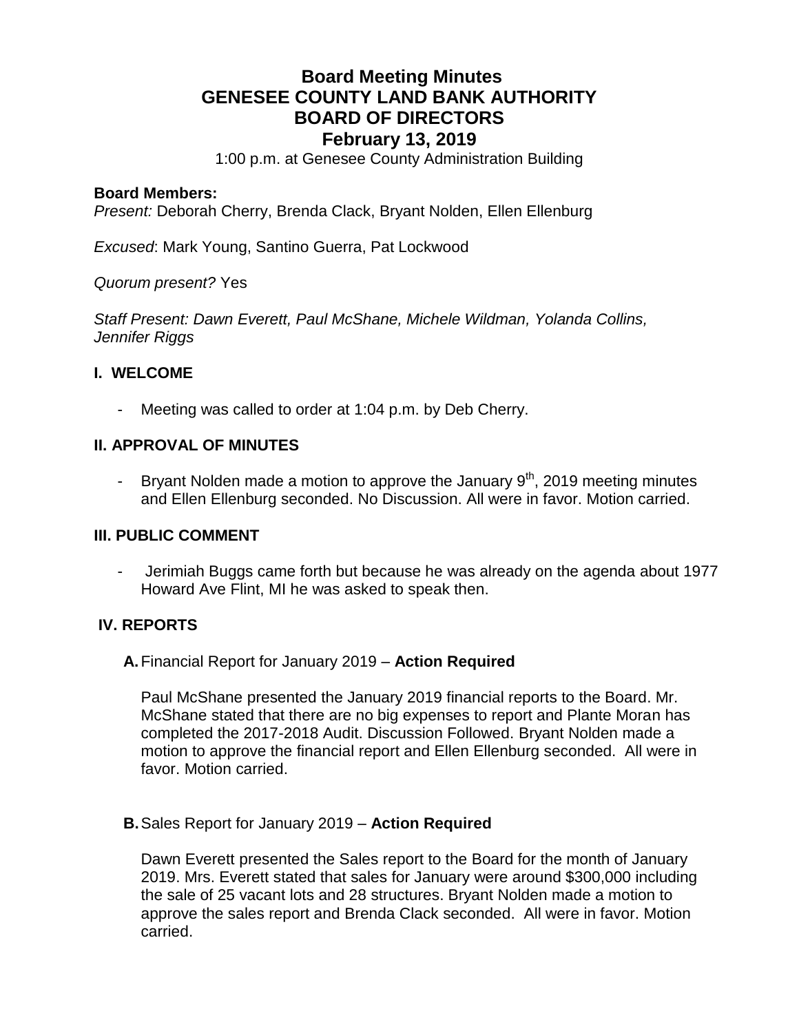# Board Meeting Minutes
# GENESEE COUNTY LAND BANK AUTHORITY
# BOARD OF DIRECTORS
# February 13, 2019

1:00 p.m. at Genesee County Administration Building

**Board Members:**

*Present:* Deborah Cherry, Brenda Clack, Bryant Nolden, Ellen Ellenburg

*Excused*: Mark Young, Santino Guerra, Pat Lockwood

*Quorum present?* Yes

*Staff Present: Dawn Everett, Paul McShane, Michele Wildman, Yolanda Collins, Jennifer Riggs*

## I. WELCOME

- Meeting was called to order at 1:04 p.m. by Deb Cherry.

## II. APPROVAL OF MINUTES

- Bryant Nolden made a motion to approve the January 9th, 2019 meeting minutes and Ellen Ellenburg seconded. No Discussion. All were in favor. Motion carried.

## III. PUBLIC COMMENT

- Jerimiah Buggs came forth but because he was already on the agenda about 1977 Howard Ave Flint, MI he was asked to speak then.

## IV. REPORTS

**A.** Financial Report for January 2019 – **Action Required**

Paul McShane presented the January 2019 financial reports to the Board. Mr. McShane stated that there are no big expenses to report and Plante Moran has completed the 2017-2018 Audit. Discussion Followed. Bryant Nolden made a motion to approve the financial report and Ellen Ellenburg seconded. All were in favor. Motion carried.

**B.** Sales Report for January 2019 – **Action Required**

Dawn Everett presented the Sales report to the Board for the month of January 2019. Mrs. Everett stated that sales for January were around $300,000 including the sale of 25 vacant lots and 28 structures. Bryant Nolden made a motion to approve the sales report and Brenda Clack seconded. All were in favor. Motion carried.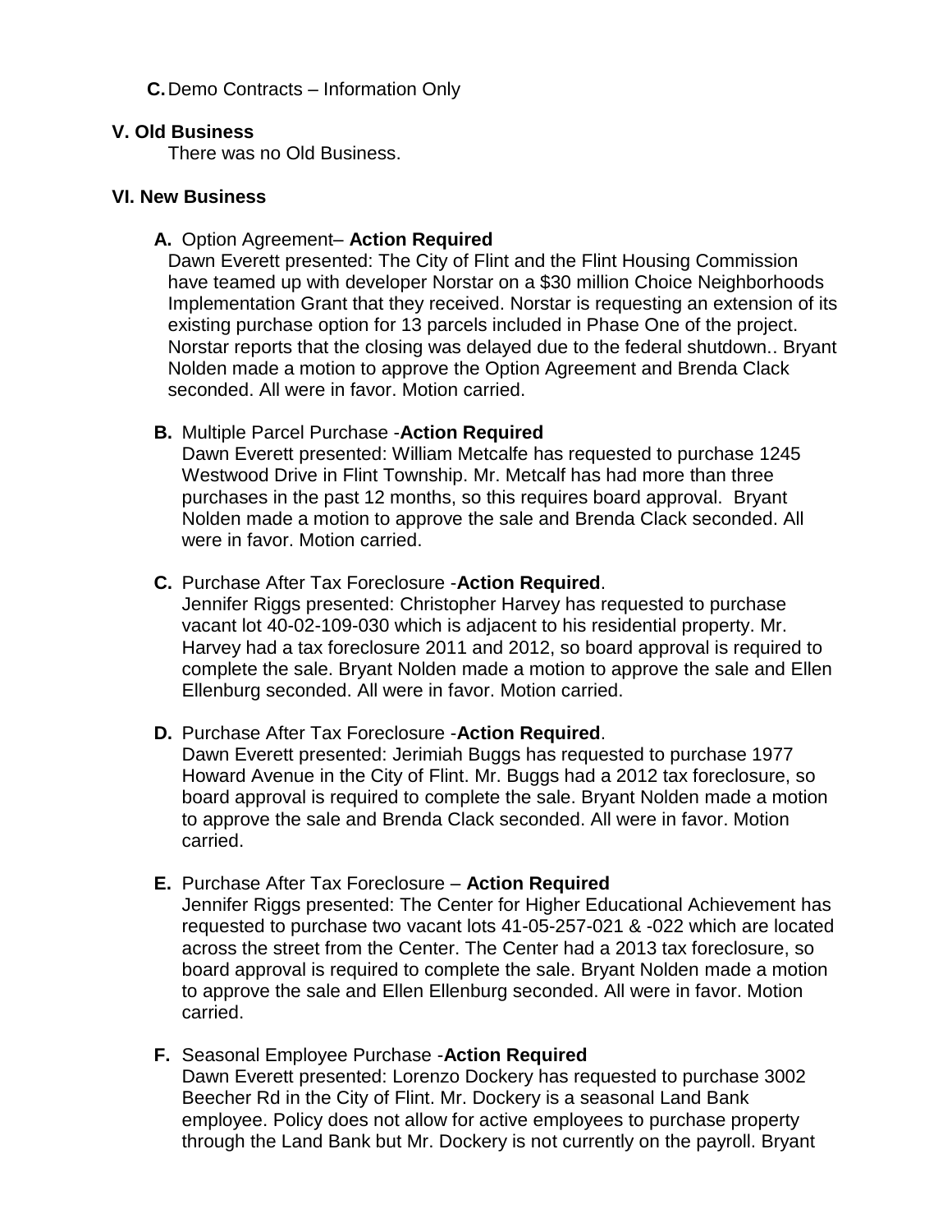**C.** Demo Contracts – Information Only

**V. Old Business**

There was no Old Business.

**VI. New Business**

**A.** Option Agreement– **Action Required**

Dawn Everett presented: The City of Flint and the Flint Housing Commission have teamed up with developer Norstar on a $30 million Choice Neighborhoods Implementation Grant that they received. Norstar is requesting an extension of its existing purchase option for 13 parcels included in Phase One of the project. Norstar reports that the closing was delayed due to the federal shutdown.. Bryant Nolden made a motion to approve the Option Agreement and Brenda Clack seconded. All were in favor. Motion carried.

**B.** Multiple Parcel Purchase -**Action Required**

Dawn Everett presented: William Metcalfe has requested to purchase 1245 Westwood Drive in Flint Township. Mr. Metcalf has had more than three purchases in the past 12 months, so this requires board approval. Bryant Nolden made a motion to approve the sale and Brenda Clack seconded. All were in favor. Motion carried.

**C.** Purchase After Tax Foreclosure -**Action Required**.

Jennifer Riggs presented: Christopher Harvey has requested to purchase vacant lot 40-02-109-030 which is adjacent to his residential property. Mr. Harvey had a tax foreclosure 2011 and 2012, so board approval is required to complete the sale. Bryant Nolden made a motion to approve the sale and Ellen Ellenburg seconded. All were in favor. Motion carried.

**D.** Purchase After Tax Foreclosure -**Action Required**.

Dawn Everett presented: Jerimiah Buggs has requested to purchase 1977 Howard Avenue in the City of Flint. Mr. Buggs had a 2012 tax foreclosure, so board approval is required to complete the sale. Bryant Nolden made a motion to approve the sale and Brenda Clack seconded. All were in favor. Motion carried.

**E.** Purchase After Tax Foreclosure – **Action Required**

Jennifer Riggs presented: The Center for Higher Educational Achievement has requested to purchase two vacant lots 41-05-257-021 & -022 which are located across the street from the Center. The Center had a 2013 tax foreclosure, so board approval is required to complete the sale. Bryant Nolden made a motion to approve the sale and Ellen Ellenburg seconded. All were in favor. Motion carried.

**F.** Seasonal Employee Purchase -**Action Required**

Dawn Everett presented: Lorenzo Dockery has requested to purchase 3002 Beecher Rd in the City of Flint. Mr. Dockery is a seasonal Land Bank employee. Policy does not allow for active employees to purchase property through the Land Bank but Mr. Dockery is not currently on the payroll. Bryant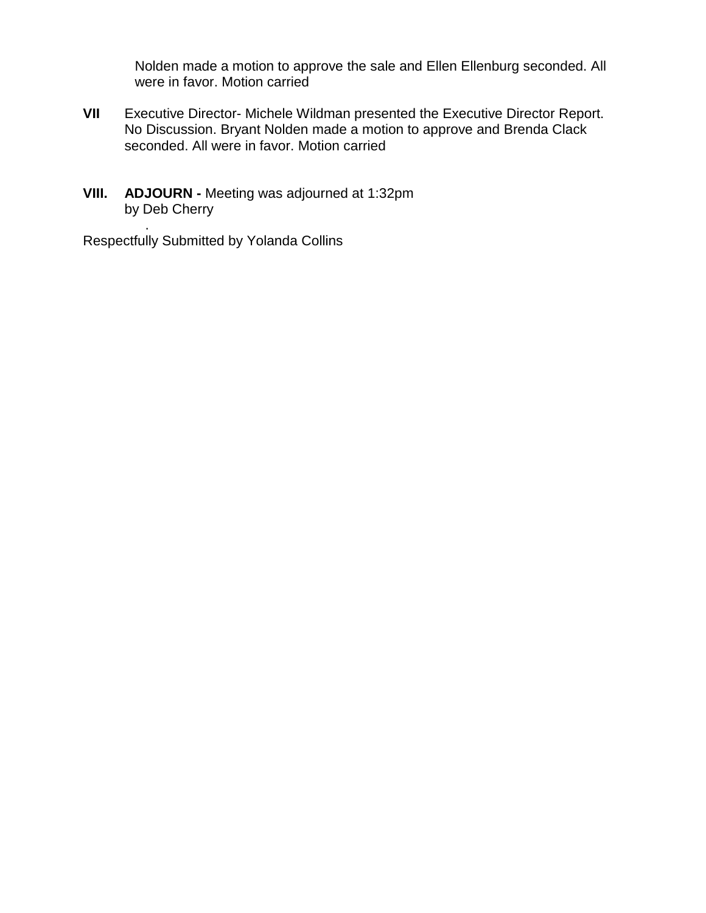Nolden made a motion to approve the sale and Ellen Ellenburg seconded. All were in favor. Motion carried

**VII** Executive Director- Michele Wildman presented the Executive Director Report. No Discussion. Bryant Nolden made a motion to approve and Brenda Clack seconded. All were in favor. Motion carried

**VIII. ADJOURN -** Meeting was adjourned at 1:32pm by Deb Cherry

.

Respectfully Submitted by Yolanda Collins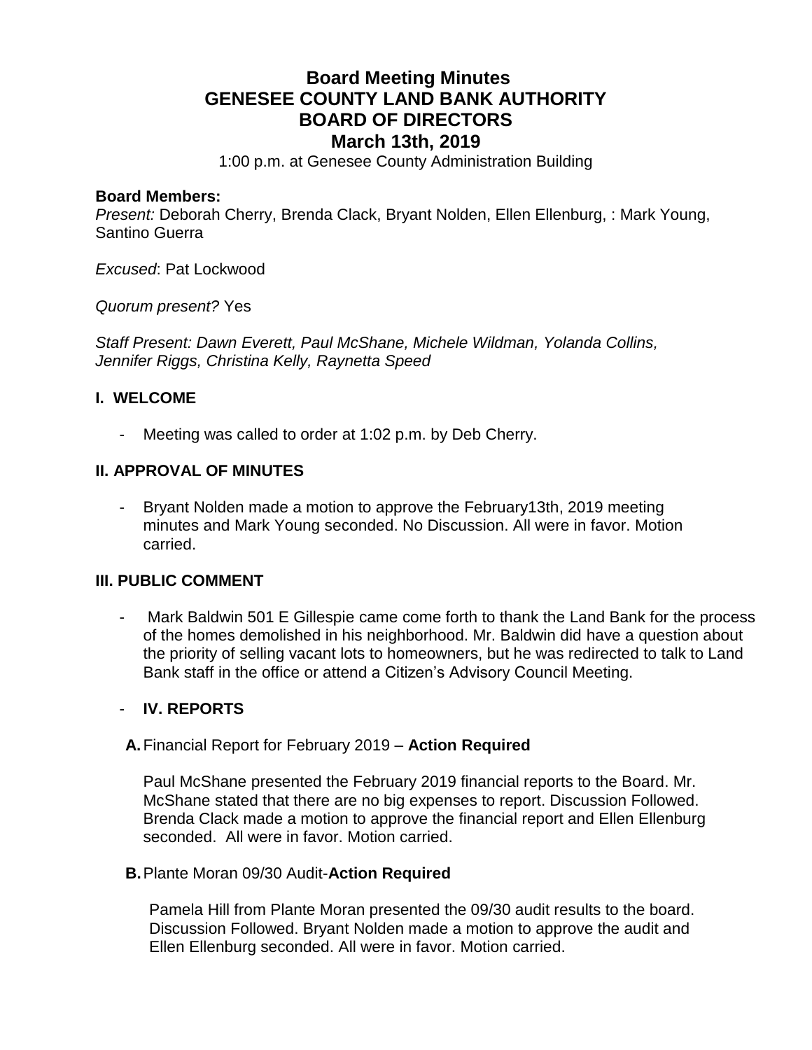# Board Meeting Minutes
# GENESEE COUNTY LAND BANK AUTHORITY
# BOARD OF DIRECTORS
# March 13th, 2019

1:00 p.m. at Genesee County Administration Building

**Board Members:**
*Present:* Deborah Cherry, Brenda Clack, Bryant Nolden, Ellen Ellenburg, : Mark Young, Santino Guerra

*Excused*: Pat Lockwood

*Quorum present?* Yes

*Staff Present: Dawn Everett, Paul McShane, Michele Wildman, Yolanda Collins, Jennifer Riggs, Christina Kelly, Raynetta Speed*

## I. WELCOME

- Meeting was called to order at 1:02 p.m. by Deb Cherry.

## II. APPROVAL OF MINUTES

- Bryant Nolden made a motion to approve the February13th, 2019 meeting minutes and Mark Young seconded. No Discussion. All were in favor. Motion carried.

## III. PUBLIC COMMENT

- Mark Baldwin 501 E Gillespie came come forth to thank the Land Bank for the process of the homes demolished in his neighborhood. Mr. Baldwin did have a question about the priority of selling vacant lots to homeowners, but he was redirected to talk to Land Bank staff in the office or attend a Citizen's Advisory Council Meeting.

- **IV. REPORTS**

**A.** Financial Report for February 2019 – **Action Required**

Paul McShane presented the February 2019 financial reports to the Board. Mr. McShane stated that there are no big expenses to report. Discussion Followed. Brenda Clack made a motion to approve the financial report and Ellen Ellenburg seconded. All were in favor. Motion carried.

**B.** Plante Moran 09/30 Audit-**Action Required**

Pamela Hill from Plante Moran presented the 09/30 audit results to the board. Discussion Followed. Bryant Nolden made a motion to approve the audit and Ellen Ellenburg seconded. All were in favor. Motion carried.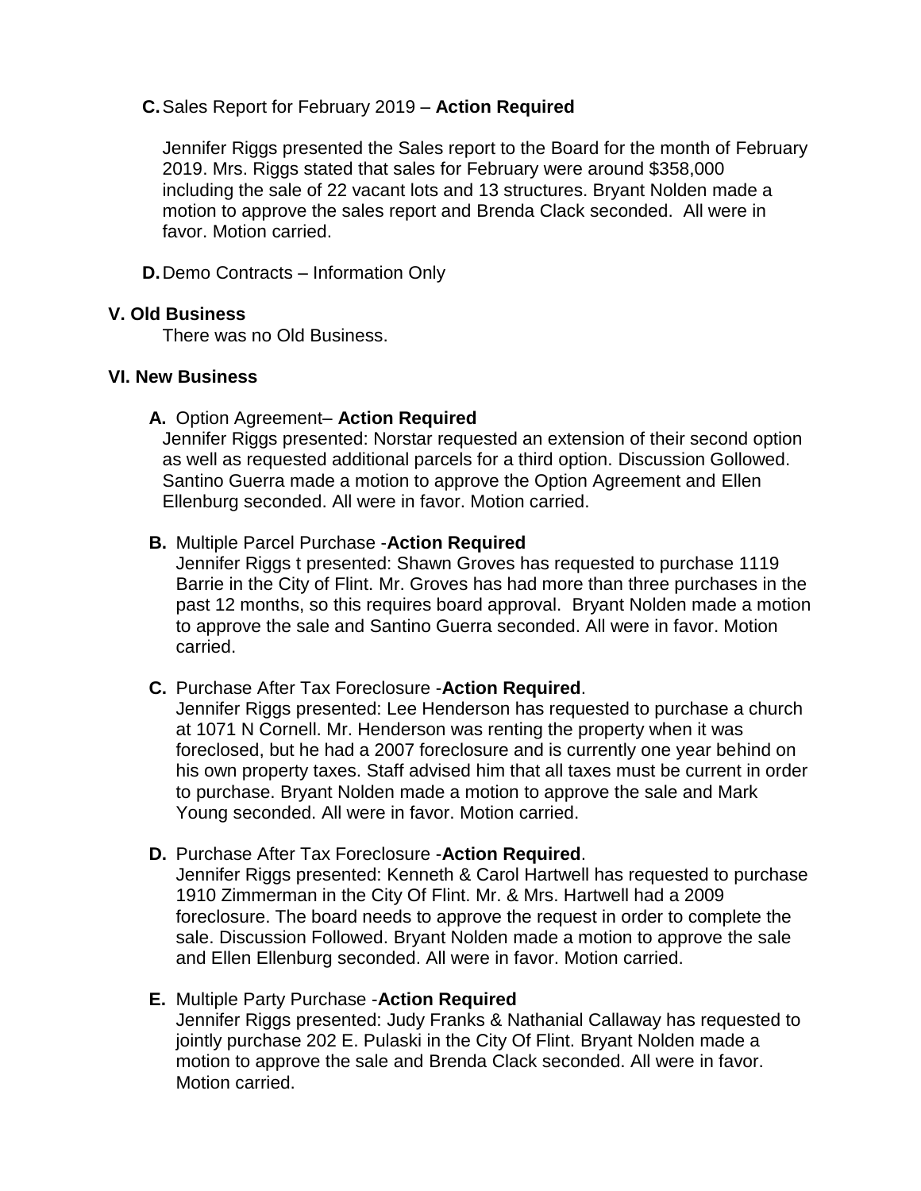**C.** Sales Report for February 2019 – **Action Required**

Jennifer Riggs presented the Sales report to the Board for the month of February 2019. Mrs. Riggs stated that sales for February were around $358,000 including the sale of 22 vacant lots and 13 structures. Bryant Nolden made a motion to approve the sales report and Brenda Clack seconded. All were in favor. Motion carried.

**D.** Demo Contracts – Information Only

**V. Old Business**

There was no Old Business.

**VI. New Business**

**A.** Option Agreement– **Action Required**

Jennifer Riggs presented: Norstar requested an extension of their second option as well as requested additional parcels for a third option. Discussion Gollowed. Santino Guerra made a motion to approve the Option Agreement and Ellen Ellenburg seconded. All were in favor. Motion carried.

**B.** Multiple Parcel Purchase -**Action Required**

Jennifer Riggs t presented: Shawn Groves has requested to purchase 1119 Barrie in the City of Flint. Mr. Groves has had more than three purchases in the past 12 months, so this requires board approval. Bryant Nolden made a motion to approve the sale and Santino Guerra seconded. All were in favor. Motion carried.

**C.** Purchase After Tax Foreclosure -**Action Required**.

Jennifer Riggs presented: Lee Henderson has requested to purchase a church at 1071 N Cornell. Mr. Henderson was renting the property when it was foreclosed, but he had a 2007 foreclosure and is currently one year behind on his own property taxes. Staff advised him that all taxes must be current in order to purchase. Bryant Nolden made a motion to approve the sale and Mark Young seconded. All were in favor. Motion carried.

**D.** Purchase After Tax Foreclosure -**Action Required**.

Jennifer Riggs presented: Kenneth & Carol Hartwell has requested to purchase 1910 Zimmerman in the City Of Flint. Mr. & Mrs. Hartwell had a 2009 foreclosure. The board needs to approve the request in order to complete the sale. Discussion Followed. Bryant Nolden made a motion to approve the sale and Ellen Ellenburg seconded. All were in favor. Motion carried.

**E.** Multiple Party Purchase -**Action Required**

Jennifer Riggs presented: Judy Franks & Nathanial Callaway has requested to jointly purchase 202 E. Pulaski in the City Of Flint. Bryant Nolden made a motion to approve the sale and Brenda Clack seconded. All were in favor. Motion carried.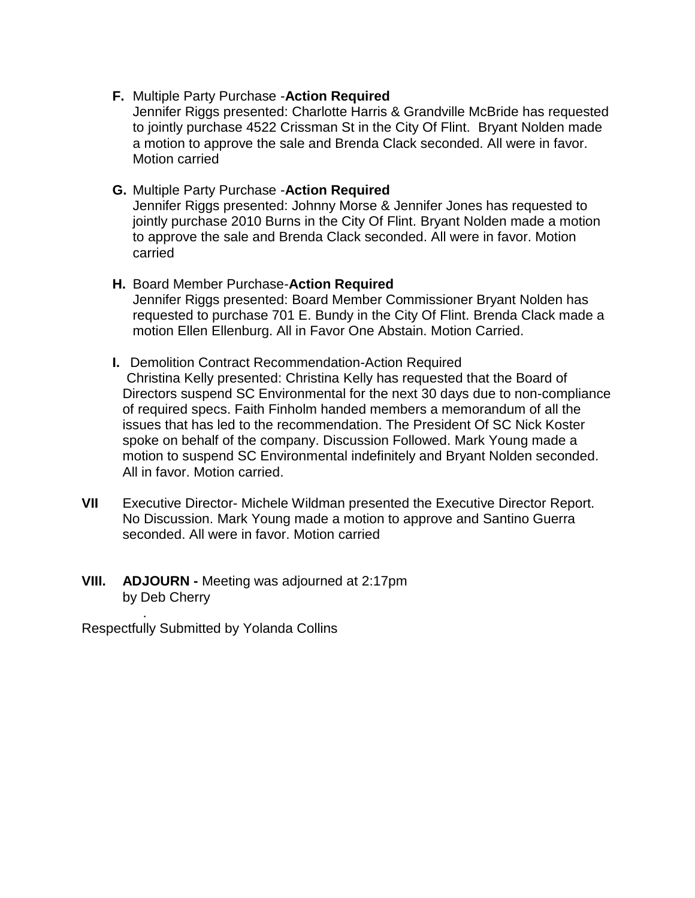**F.** Multiple Party Purchase -**Action Required**
Jennifer Riggs presented: Charlotte Harris & Grandville McBride has requested to jointly purchase 4522 Crissman St in the City Of Flint. Bryant Nolden made a motion to approve the sale and Brenda Clack seconded. All were in favor. Motion carried

**G.** Multiple Party Purchase -**Action Required**
Jennifer Riggs presented: Johnny Morse & Jennifer Jones has requested to jointly purchase 2010 Burns in the City Of Flint. Bryant Nolden made a motion to approve the sale and Brenda Clack seconded. All were in favor. Motion carried

**H.** Board Member Purchase-**Action Required**
Jennifer Riggs presented: Board Member Commissioner Bryant Nolden has requested to purchase 701 E. Bundy in the City Of Flint. Brenda Clack made a motion Ellen Ellenburg. All in Favor One Abstain. Motion Carried.

**I.** Demolition Contract Recommendation-Action Required
Christina Kelly presented: Christina Kelly has requested that the Board of Directors suspend SC Environmental for the next 30 days due to non-compliance of required specs. Faith Finholm handed members a memorandum of all the issues that has led to the recommendation. The President Of SC Nick Koster spoke on behalf of the company. Discussion Followed. Mark Young made a motion to suspend SC Environmental indefinitely and Bryant Nolden seconded. All in favor. Motion carried.

**VII** Executive Director- Michele Wildman presented the Executive Director Report. No Discussion. Mark Young made a motion to approve and Santino Guerra seconded. All were in favor. Motion carried

**VIII. ADJOURN -** Meeting was adjourned at 2:17pm by Deb Cherry

.

Respectfully Submitted by Yolanda Collins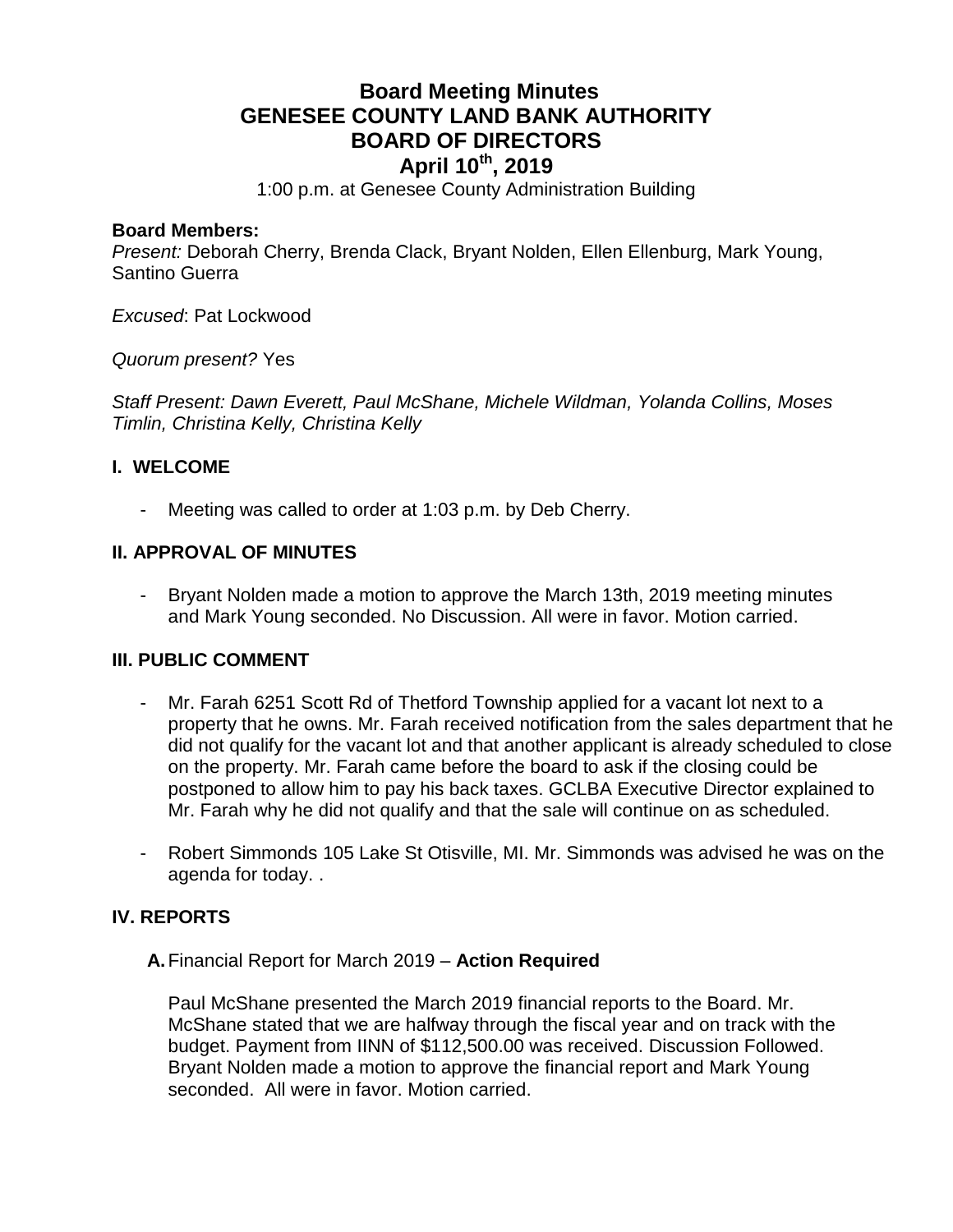# Board Meeting Minutes
# GENESEE COUNTY LAND BANK AUTHORITY
# BOARD OF DIRECTORS
# April 10th, 2019

1:00 p.m. at Genesee County Administration Building

**Board Members:**

*Present:* Deborah Cherry, Brenda Clack, Bryant Nolden, Ellen Ellenburg, Mark Young, Santino Guerra

*Excused*: Pat Lockwood

*Quorum present?* Yes

*Staff Present: Dawn Everett, Paul McShane, Michele Wildman, Yolanda Collins, Moses Timlin, Christina Kelly, Christina Kelly*

## I. WELCOME

- Meeting was called to order at 1:03 p.m. by Deb Cherry.

## II. APPROVAL OF MINUTES

- Bryant Nolden made a motion to approve the March 13th, 2019 meeting minutes and Mark Young seconded. No Discussion. All were in favor. Motion carried.

## III. PUBLIC COMMENT

- Mr. Farah 6251 Scott Rd of Thetford Township applied for a vacant lot next to a property that he owns. Mr. Farah received notification from the sales department that he did not qualify for the vacant lot and that another applicant is already scheduled to close on the property. Mr. Farah came before the board to ask if the closing could be postponed to allow him to pay his back taxes. GCLBA Executive Director explained to Mr. Farah why he did not qualify and that the sale will continue on as scheduled.
- Robert Simmonds 105 Lake St Otisville, MI. Mr. Simmonds was advised he was on the agenda for today. .

## IV. REPORTS

**A.** Financial Report for March 2019 – **Action Required**

Paul McShane presented the March 2019 financial reports to the Board. Mr. McShane stated that we are halfway through the fiscal year and on track with the budget. Payment from IINN of $112,500.00 was received. Discussion Followed. Bryant Nolden made a motion to approve the financial report and Mark Young seconded. All were in favor. Motion carried.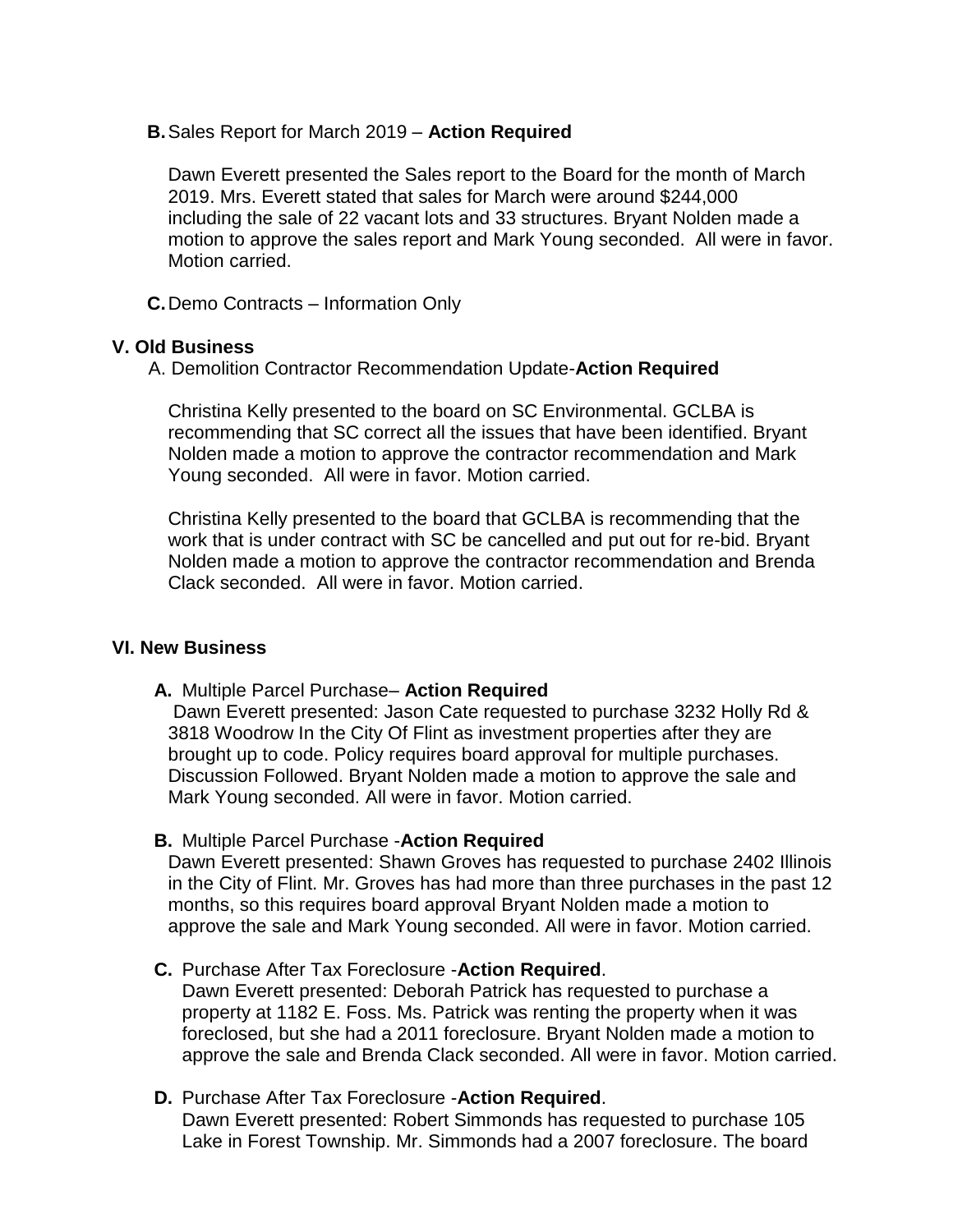**B.** Sales Report for March 2019 – **Action Required**

Dawn Everett presented the Sales report to the Board for the month of March 2019. Mrs. Everett stated that sales for March were around $244,000 including the sale of 22 vacant lots and 33 structures. Bryant Nolden made a motion to approve the sales report and Mark Young seconded. All were in favor. Motion carried.

**C.** Demo Contracts – Information Only

## V. Old Business

A. Demolition Contractor Recommendation Update-**Action Required**

Christina Kelly presented to the board on SC Environmental. GCLBA is recommending that SC correct all the issues that have been identified. Bryant Nolden made a motion to approve the contractor recommendation and Mark Young seconded. All were in favor. Motion carried.

Christina Kelly presented to the board that GCLBA is recommending that the work that is under contract with SC be cancelled and put out for re-bid. Bryant Nolden made a motion to approve the contractor recommendation and Brenda Clack seconded. All were in favor. Motion carried.

## VI. New Business

**A.** Multiple Parcel Purchase– **Action Required**

Dawn Everett presented: Jason Cate requested to purchase 3232 Holly Rd & 3818 Woodrow In the City Of Flint as investment properties after they are brought up to code. Policy requires board approval for multiple purchases. Discussion Followed. Bryant Nolden made a motion to approve the sale and Mark Young seconded. All were in favor. Motion carried.

**B.** Multiple Parcel Purchase -**Action Required**

Dawn Everett presented: Shawn Groves has requested to purchase 2402 Illinois in the City of Flint. Mr. Groves has had more than three purchases in the past 12 months, so this requires board approval Bryant Nolden made a motion to approve the sale and Mark Young seconded. All were in favor. Motion carried.

**C.** Purchase After Tax Foreclosure -**Action Required**.

Dawn Everett presented: Deborah Patrick has requested to purchase a property at 1182 E. Foss. Ms. Patrick was renting the property when it was foreclosed, but she had a 2011 foreclosure. Bryant Nolden made a motion to approve the sale and Brenda Clack seconded. All were in favor. Motion carried.

**D.** Purchase After Tax Foreclosure -**Action Required**.

Dawn Everett presented: Robert Simmonds has requested to purchase 105 Lake in Forest Township. Mr. Simmonds had a 2007 foreclosure. The board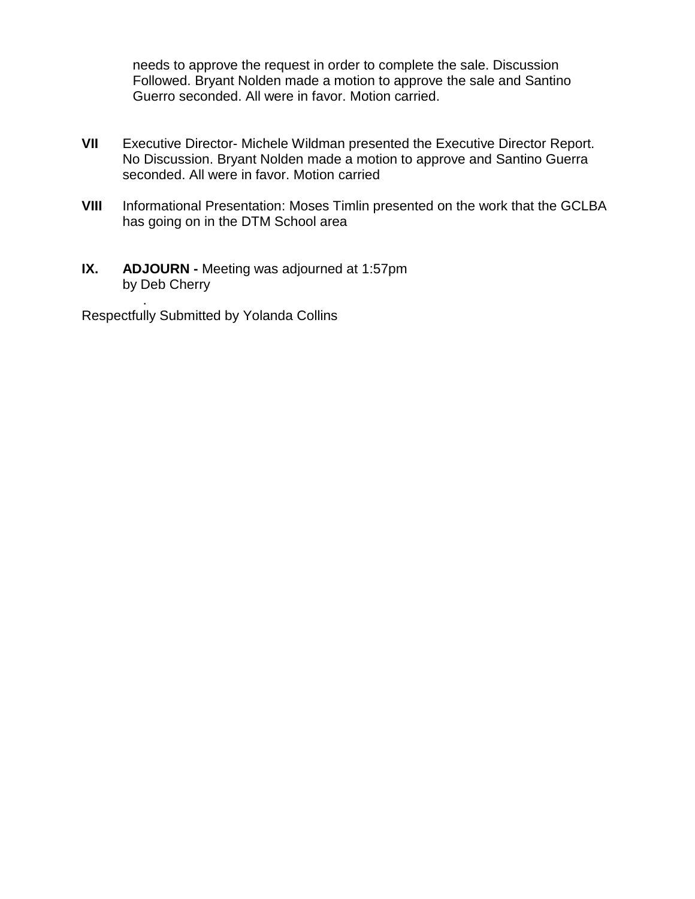needs to approve the request in order to complete the sale. Discussion Followed. Bryant Nolden made a motion to approve the sale and Santino Guerro seconded. All were in favor. Motion carried.

**VII** Executive Director- Michele Wildman presented the Executive Director Report. No Discussion. Bryant Nolden made a motion to approve and Santino Guerra seconded. All were in favor. Motion carried

**VIII** Informational Presentation: Moses Timlin presented on the work that the GCLBA has going on in the DTM School area

**IX. ADJOURN -** Meeting was adjourned at 1:57pm by Deb Cherry

.

Respectfully Submitted by Yolanda Collins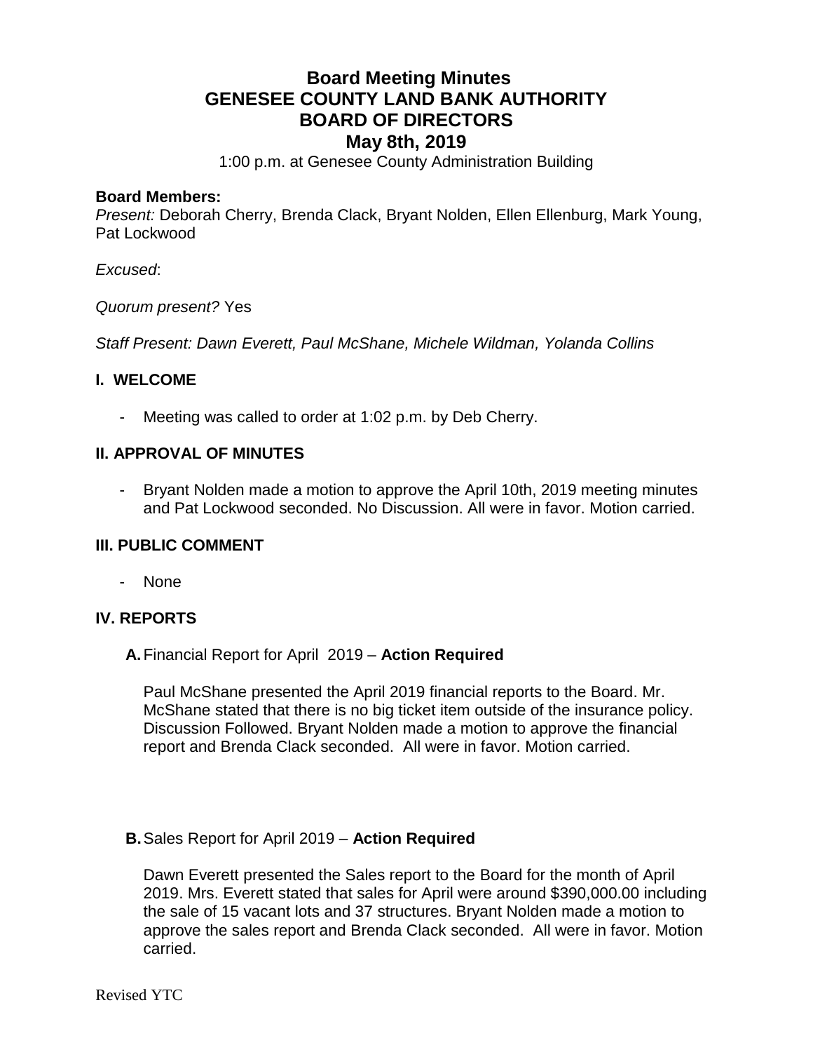# Board Meeting Minutes
# GENESEE COUNTY LAND BANK AUTHORITY
# BOARD OF DIRECTORS
# May 8th, 2019

1:00 p.m. at Genesee County Administration Building

**Board Members:**
*Present:* Deborah Cherry, Brenda Clack, Bryant Nolden, Ellen Ellenburg, Mark Young, Pat Lockwood

*Excused*:

*Quorum present?* Yes

*Staff Present: Dawn Everett, Paul McShane, Michele Wildman, Yolanda Collins*

## I. WELCOME

- Meeting was called to order at 1:02 p.m. by Deb Cherry.

## II. APPROVAL OF MINUTES

- Bryant Nolden made a motion to approve the April 10th, 2019 meeting minutes and Pat Lockwood seconded. No Discussion. All were in favor. Motion carried.

## III. PUBLIC COMMENT

- None

## IV. REPORTS

### A. Financial Report for April 2019 – **Action Required**

Paul McShane presented the April 2019 financial reports to the Board. Mr. McShane stated that there is no big ticket item outside of the insurance policy. Discussion Followed. Bryant Nolden made a motion to approve the financial report and Brenda Clack seconded. All were in favor. Motion carried.

### B. Sales Report for April 2019 – **Action Required**

Dawn Everett presented the Sales report to the Board for the month of April 2019. Mrs. Everett stated that sales for April were around $390,000.00 including the sale of 15 vacant lots and 37 structures. Bryant Nolden made a motion to approve the sales report and Brenda Clack seconded. All were in favor. Motion carried.

Revised YTC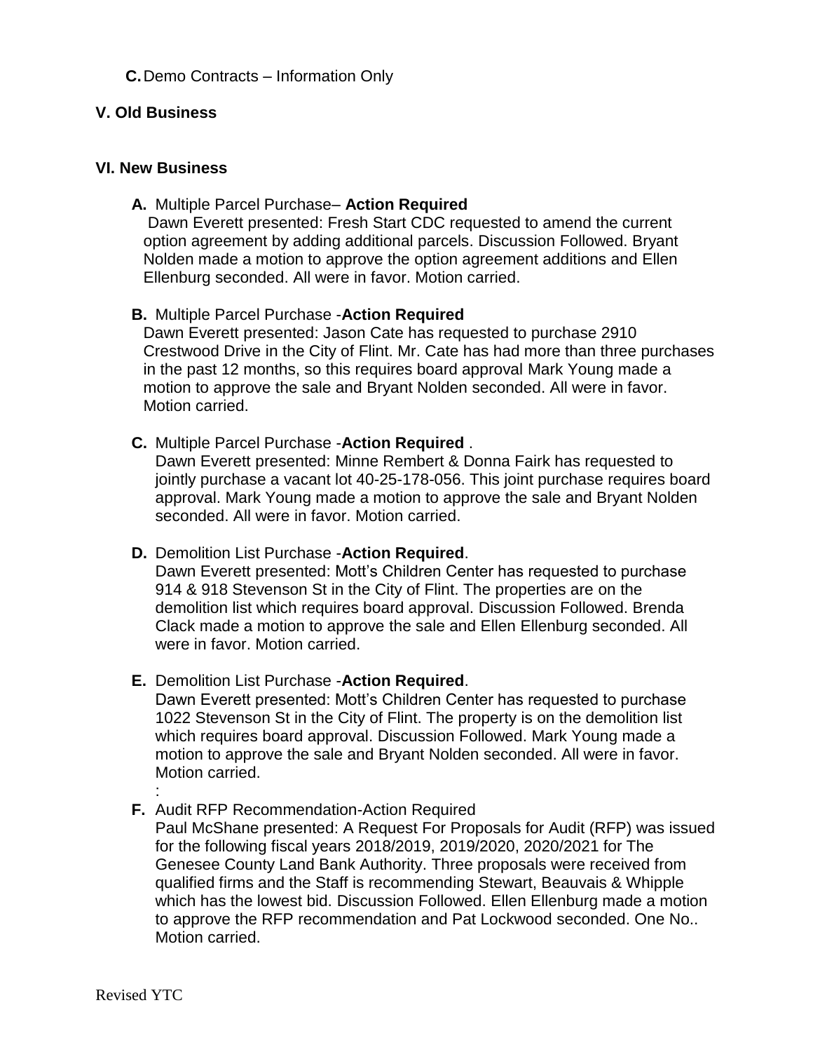**C.** Demo Contracts – Information Only

**V. Old Business**

**VI. New Business**

**A.** Multiple Parcel Purchase– **Action Required**
Dawn Everett presented: Fresh Start CDC requested to amend the current option agreement by adding additional parcels. Discussion Followed. Bryant Nolden made a motion to approve the option agreement additions and Ellen Ellenburg seconded. All were in favor. Motion carried.

**B.** Multiple Parcel Purchase -**Action Required**
Dawn Everett presented: Jason Cate has requested to purchase 2910 Crestwood Drive in the City of Flint. Mr. Cate has had more than three purchases in the past 12 months, so this requires board approval Mark Young made a motion to approve the sale and Bryant Nolden seconded. All were in favor. Motion carried.

**C.** Multiple Parcel Purchase -**Action Required** .
Dawn Everett presented: Minne Rembert & Donna Fairk has requested to jointly purchase a vacant lot 40-25-178-056. This joint purchase requires board approval. Mark Young made a motion to approve the sale and Bryant Nolden seconded. All were in favor. Motion carried.

**D.** Demolition List Purchase -**Action Required**.
Dawn Everett presented: Mott's Children Center has requested to purchase 914 & 918 Stevenson St in the City of Flint. The properties are on the demolition list which requires board approval. Discussion Followed. Brenda Clack made a motion to approve the sale and Ellen Ellenburg seconded. All were in favor. Motion carried.

**E.** Demolition List Purchase -**Action Required**.
Dawn Everett presented: Mott's Children Center has requested to purchase 1022 Stevenson St in the City of Flint. The property is on the demolition list which requires board approval. Discussion Followed. Mark Young made a motion to approve the sale and Bryant Nolden seconded. All were in favor. Motion carried.
:

**F.** Audit RFP Recommendation-Action Required
Paul McShane presented: A Request For Proposals for Audit (RFP) was issued for the following fiscal years 2018/2019, 2019/2020, 2020/2021 for The Genesee County Land Bank Authority. Three proposals were received from qualified firms and the Staff is recommending Stewart, Beauvais & Whipple which has the lowest bid. Discussion Followed. Ellen Ellenburg made a motion to approve the RFP recommendation and Pat Lockwood seconded. One No.. Motion carried.

Revised YTC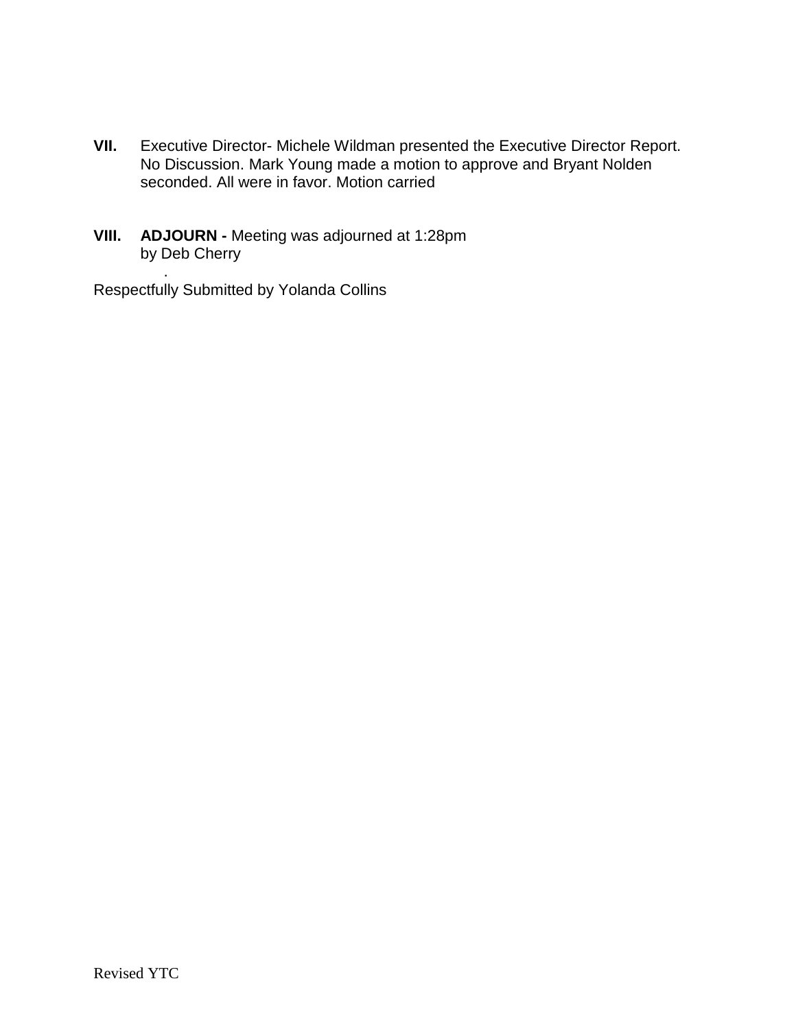**VII.** Executive Director- Michele Wildman presented the Executive Director Report. No Discussion. Mark Young made a motion to approve and Bryant Nolden seconded. All were in favor. Motion carried

**VIII.** **ADJOURN -** Meeting was adjourned at 1:28pm by Deb Cherry

.

Respectfully Submitted by Yolanda Collins

Revised YTC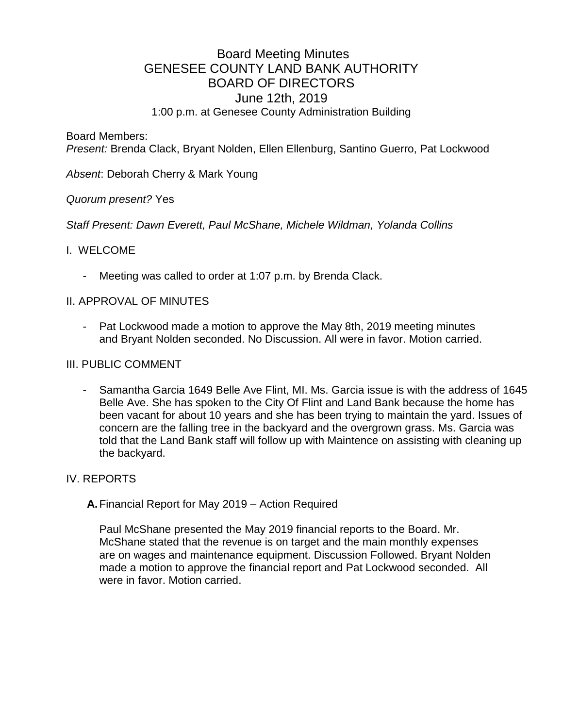# Board Meeting Minutes
# GENESEE COUNTY LAND BANK AUTHORITY
# BOARD OF DIRECTORS
## June 12th, 2019
1:00 p.m. at Genesee County Administration Building

Board Members:
*Present:* Brenda Clack, Bryant Nolden, Ellen Ellenburg, Santino Guerro, Pat Lockwood

*Absent*: Deborah Cherry & Mark Young

*Quorum present?* Yes

*Staff Present: Dawn Everett, Paul McShane, Michele Wildman, Yolanda Collins*

## I. WELCOME

- Meeting was called to order at 1:07 p.m. by Brenda Clack.

## II. APPROVAL OF MINUTES

- Pat Lockwood made a motion to approve the May 8th, 2019 meeting minutes and Bryant Nolden seconded. No Discussion. All were in favor. Motion carried.

## III. PUBLIC COMMENT

- Samantha Garcia 1649 Belle Ave Flint, MI. Ms. Garcia issue is with the address of 1645 Belle Ave. She has spoken to the City Of Flint and Land Bank because the home has been vacant for about 10 years and she has been trying to maintain the yard. Issues of concern are the falling tree in the backyard and the overgrown grass. Ms. Garcia was told that the Land Bank staff will follow up with Maintence on assisting with cleaning up the backyard.

## IV. REPORTS

**A.** Financial Report for May 2019 – Action Required

Paul McShane presented the May 2019 financial reports to the Board. Mr. McShane stated that the revenue is on target and the main monthly expenses are on wages and maintenance equipment. Discussion Followed. Bryant Nolden made a motion to approve the financial report and Pat Lockwood seconded. All were in favor. Motion carried.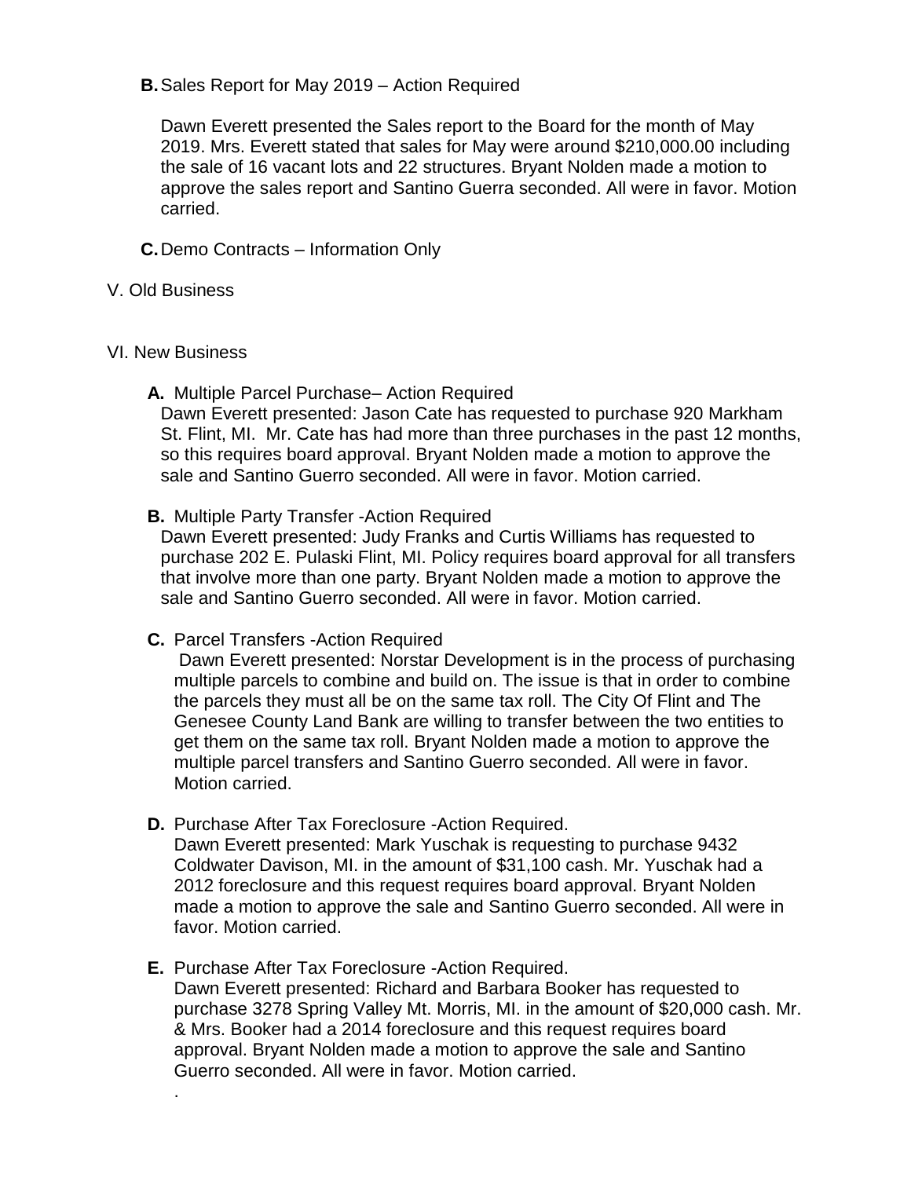**B.** Sales Report for May 2019 – Action Required

Dawn Everett presented the Sales report to the Board for the month of May 2019. Mrs. Everett stated that sales for May were around $210,000.00 including the sale of 16 vacant lots and 22 structures. Bryant Nolden made a motion to approve the sales report and Santino Guerra seconded. All were in favor. Motion carried.

**C.** Demo Contracts – Information Only

V. Old Business

VI. New Business

**A.** Multiple Parcel Purchase– Action Required
Dawn Everett presented: Jason Cate has requested to purchase 920 Markham St. Flint, MI. Mr. Cate has had more than three purchases in the past 12 months, so this requires board approval. Bryant Nolden made a motion to approve the sale and Santino Guerro seconded. All were in favor. Motion carried.

**B.** Multiple Party Transfer -Action Required
Dawn Everett presented: Judy Franks and Curtis Williams has requested to purchase 202 E. Pulaski Flint, MI. Policy requires board approval for all transfers that involve more than one party. Bryant Nolden made a motion to approve the sale and Santino Guerro seconded. All were in favor. Motion carried.

**C.** Parcel Transfers -Action Required
Dawn Everett presented: Norstar Development is in the process of purchasing multiple parcels to combine and build on. The issue is that in order to combine the parcels they must all be on the same tax roll. The City Of Flint and The Genesee County Land Bank are willing to transfer between the two entities to get them on the same tax roll. Bryant Nolden made a motion to approve the multiple parcel transfers and Santino Guerro seconded. All were in favor. Motion carried.

**D.** Purchase After Tax Foreclosure -Action Required.
Dawn Everett presented: Mark Yuschak is requesting to purchase 9432 Coldwater Davison, MI. in the amount of $31,100 cash. Mr. Yuschak had a 2012 foreclosure and this request requires board approval. Bryant Nolden made a motion to approve the sale and Santino Guerro seconded. All were in favor. Motion carried.

**E.** Purchase After Tax Foreclosure -Action Required.
Dawn Everett presented: Richard and Barbara Booker has requested to purchase 3278 Spring Valley Mt. Morris, MI. in the amount of $20,000 cash. Mr. & Mrs. Booker had a 2014 foreclosure and this request requires board approval. Bryant Nolden made a motion to approve the sale and Santino Guerro seconded. All were in favor. Motion carried.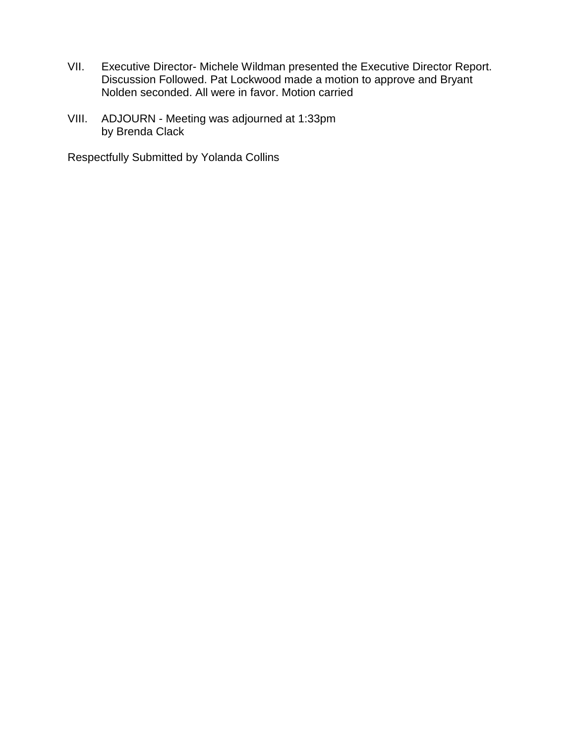VII. Executive Director- Michele Wildman presented the Executive Director Report. Discussion Followed. Pat Lockwood made a motion to approve and Bryant Nolden seconded. All were in favor. Motion carried

VIII. ADJOURN - Meeting was adjourned at 1:33pm by Brenda Clack

Respectfully Submitted by Yolanda Collins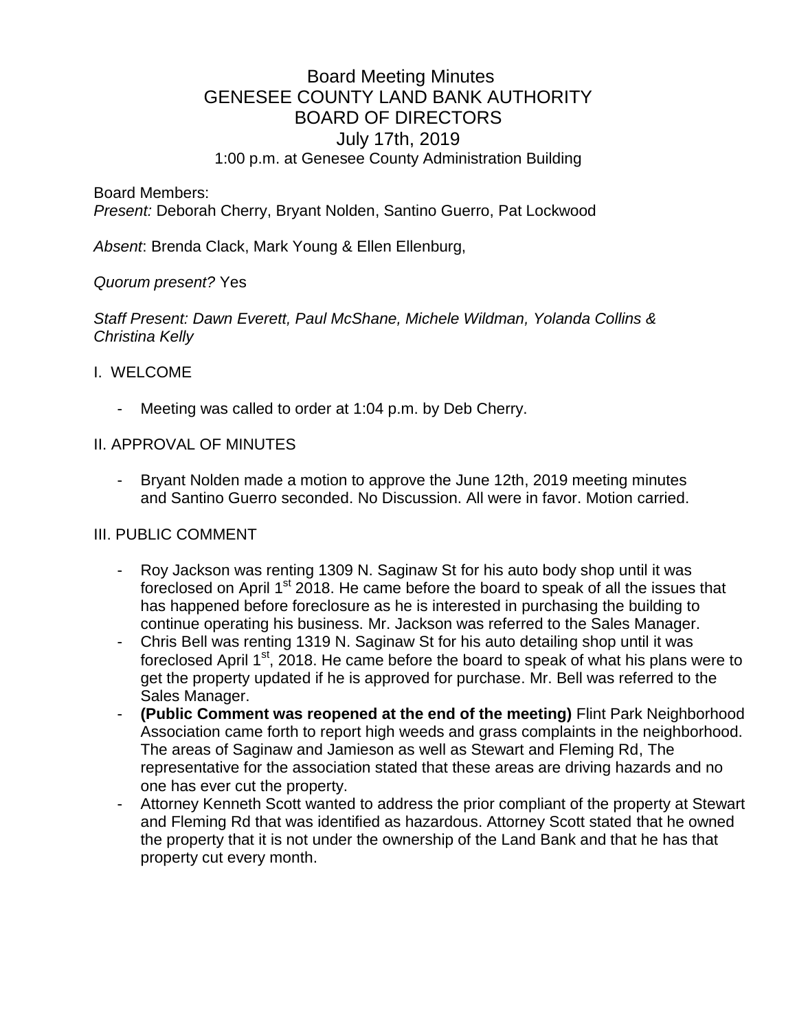# Board Meeting Minutes
# GENESEE COUNTY LAND BANK AUTHORITY
# BOARD OF DIRECTORS
## July 17th, 2019
### 1:00 p.m. at Genesee County Administration Building

Board Members:
*Present:* Deborah Cherry, Bryant Nolden, Santino Guerro, Pat Lockwood

*Absent*: Brenda Clack, Mark Young & Ellen Ellenburg,

*Quorum present?* Yes

*Staff Present: Dawn Everett, Paul McShane, Michele Wildman, Yolanda Collins & Christina Kelly*

I. WELCOME

- Meeting was called to order at 1:04 p.m. by Deb Cherry.

II. APPROVAL OF MINUTES

- Bryant Nolden made a motion to approve the June 12th, 2019 meeting minutes and Santino Guerro seconded. No Discussion. All were in favor. Motion carried.

III. PUBLIC COMMENT

- Roy Jackson was renting 1309 N. Saginaw St for his auto body shop until it was foreclosed on April 1st 2018. He came before the board to speak of all the issues that has happened before foreclosure as he is interested in purchasing the building to continue operating his business. Mr. Jackson was referred to the Sales Manager.
- Chris Bell was renting 1319 N. Saginaw St for his auto detailing shop until it was foreclosed April 1st, 2018. He came before the board to speak of what his plans were to get the property updated if he is approved for purchase. Mr. Bell was referred to the Sales Manager.
- **(Public Comment was reopened at the end of the meeting)** Flint Park Neighborhood Association came forth to report high weeds and grass complaints in the neighborhood. The areas of Saginaw and Jamieson as well as Stewart and Fleming Rd, The representative for the association stated that these areas are driving hazards and no one has ever cut the property.
- Attorney Kenneth Scott wanted to address the prior compliant of the property at Stewart and Fleming Rd that was identified as hazardous. Attorney Scott stated that he owned the property that it is not under the ownership of the Land Bank and that he has that property cut every month.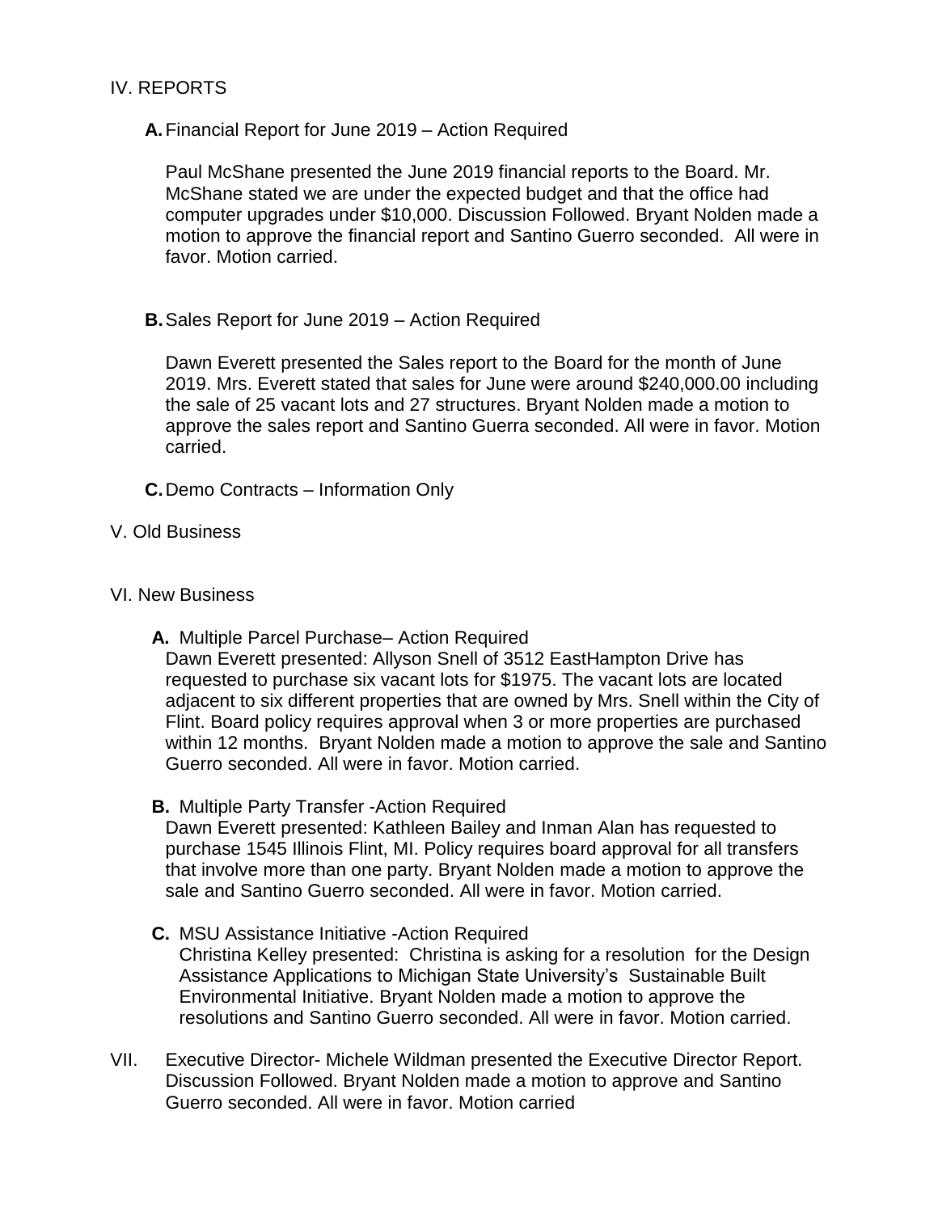IV. REPORTS

**A.** Financial Report for June 2019 – Action Required

Paul McShane presented the June 2019 financial reports to the Board. Mr. McShane stated we are under the expected budget and that the office had computer upgrades under $10,000. Discussion Followed. Bryant Nolden made a motion to approve the financial report and Santino Guerro seconded. All were in favor. Motion carried.

**B.** Sales Report for June 2019 – Action Required

Dawn Everett presented the Sales report to the Board for the month of June 2019. Mrs. Everett stated that sales for June were around $240,000.00 including the sale of 25 vacant lots and 27 structures. Bryant Nolden made a motion to approve the sales report and Santino Guerra seconded. All were in favor. Motion carried.

**C.** Demo Contracts – Information Only

V. Old Business

VI. New Business

**A.** Multiple Parcel Purchase– Action Required
Dawn Everett presented: Allyson Snell of 3512 EastHampton Drive has requested to purchase six vacant lots for $1975. The vacant lots are located adjacent to six different properties that are owned by Mrs. Snell within the City of Flint. Board policy requires approval when 3 or more properties are purchased within 12 months. Bryant Nolden made a motion to approve the sale and Santino Guerro seconded. All were in favor. Motion carried.

**B.** Multiple Party Transfer -Action Required
Dawn Everett presented: Kathleen Bailey and Inman Alan has requested to purchase 1545 Illinois Flint, MI. Policy requires board approval for all transfers that involve more than one party. Bryant Nolden made a motion to approve the sale and Santino Guerro seconded. All were in favor. Motion carried.

**C.** MSU Assistance Initiative -Action Required
Christina Kelley presented: Christina is asking for a resolution for the Design Assistance Applications to Michigan State University's Sustainable Built Environmental Initiative. Bryant Nolden made a motion to approve the resolutions and Santino Guerro seconded. All were in favor. Motion carried.

VII. Executive Director- Michele Wildman presented the Executive Director Report. Discussion Followed. Bryant Nolden made a motion to approve and Santino Guerro seconded. All were in favor. Motion carried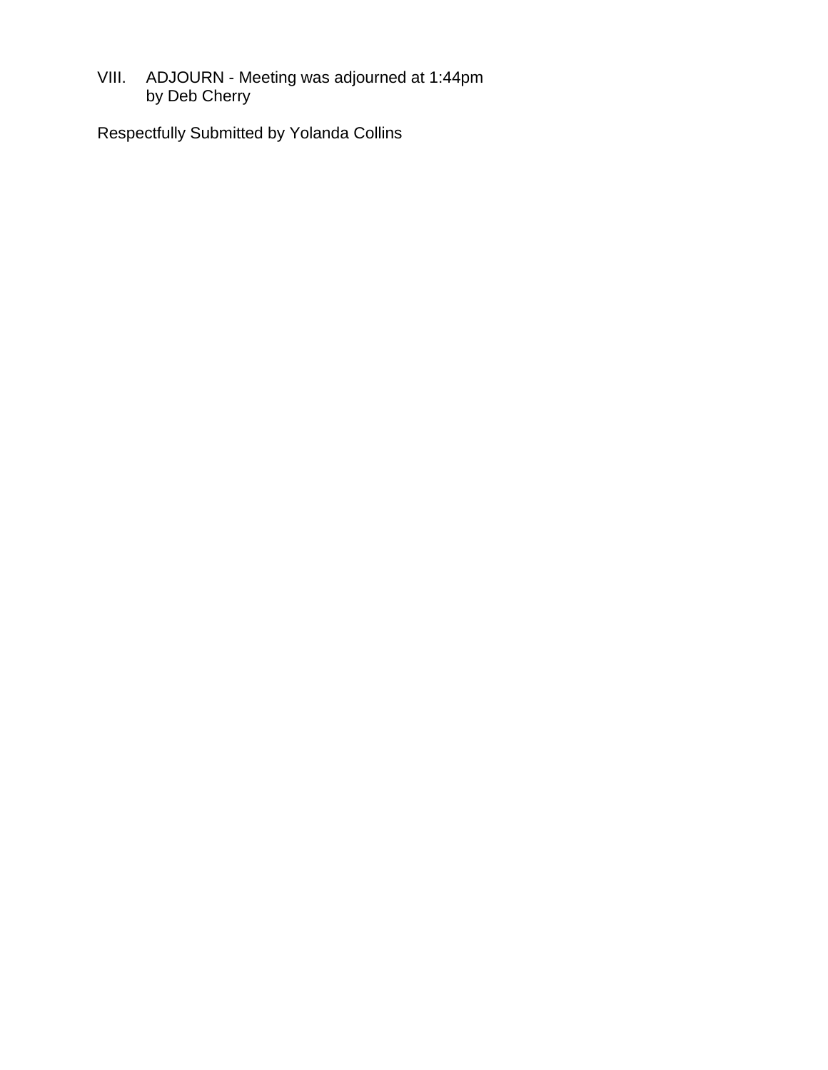VIII. ADJOURN - Meeting was adjourned at 1:44pm
by Deb Cherry

Respectfully Submitted by Yolanda Collins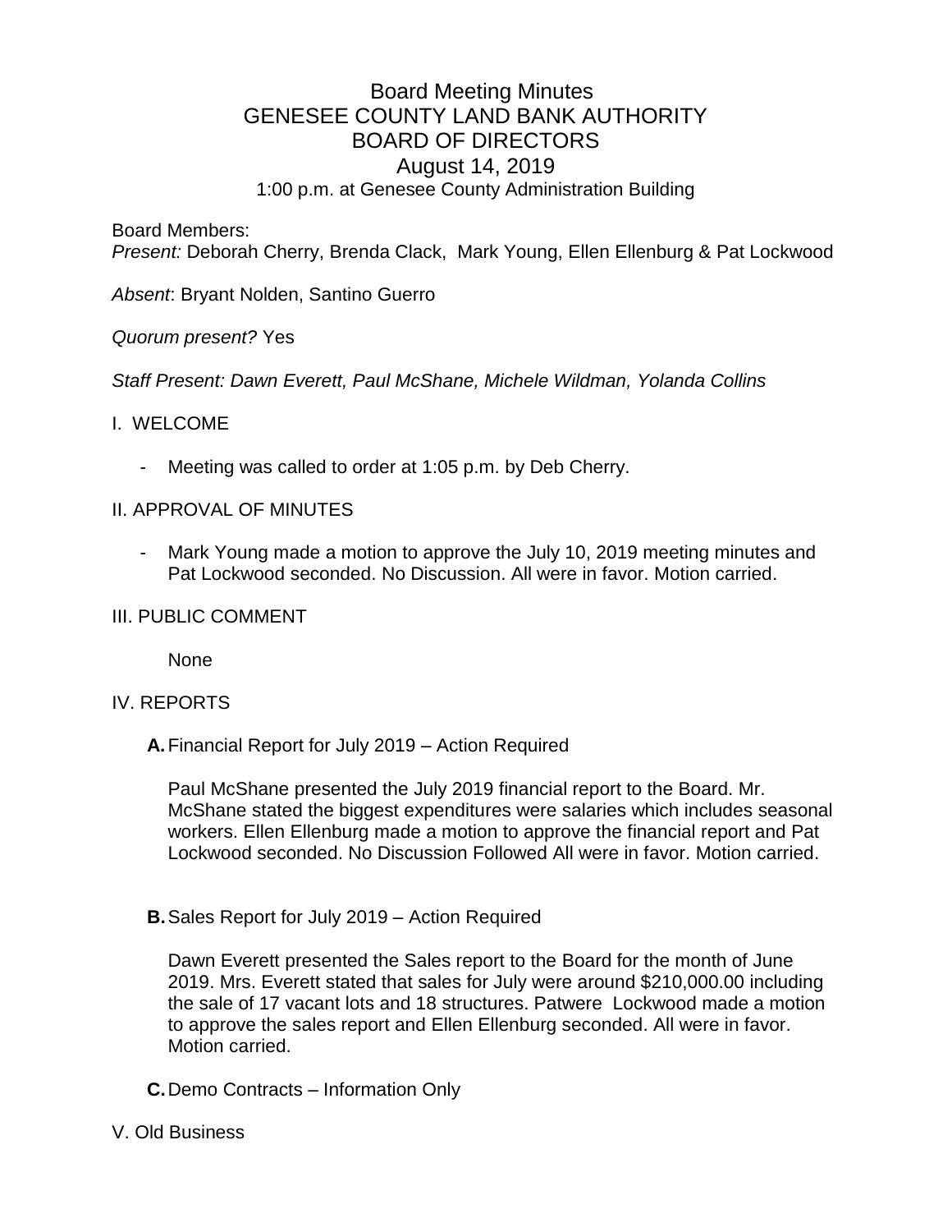# Board Meeting Minutes
# GENESEE COUNTY LAND BANK AUTHORITY
# BOARD OF DIRECTORS
## August 14, 2019
1:00 p.m. at Genesee County Administration Building

Board Members:
*Present:* Deborah Cherry, Brenda Clack, Mark Young, Ellen Ellenburg & Pat Lockwood

*Absent*: Bryant Nolden, Santino Guerro

*Quorum present?* Yes

*Staff Present: Dawn Everett, Paul McShane, Michele Wildman, Yolanda Collins*

I. WELCOME

- Meeting was called to order at 1:05 p.m. by Deb Cherry.

II. APPROVAL OF MINUTES

- Mark Young made a motion to approve the July 10, 2019 meeting minutes and Pat Lockwood seconded. No Discussion. All were in favor. Motion carried.

III. PUBLIC COMMENT

None

IV. REPORTS

**A.** Financial Report for July 2019 – Action Required

Paul McShane presented the July 2019 financial report to the Board. Mr. McShane stated the biggest expenditures were salaries which includes seasonal workers. Ellen Ellenburg made a motion to approve the financial report and Pat Lockwood seconded. No Discussion Followed All were in favor. Motion carried.

**B.** Sales Report for July 2019 – Action Required

Dawn Everett presented the Sales report to the Board for the month of June 2019. Mrs. Everett stated that sales for July were around $210,000.00 including the sale of 17 vacant lots and 18 structures. Patwere Lockwood made a motion to approve the sales report and Ellen Ellenburg seconded. All were in favor. Motion carried.

**C.** Demo Contracts – Information Only

V. Old Business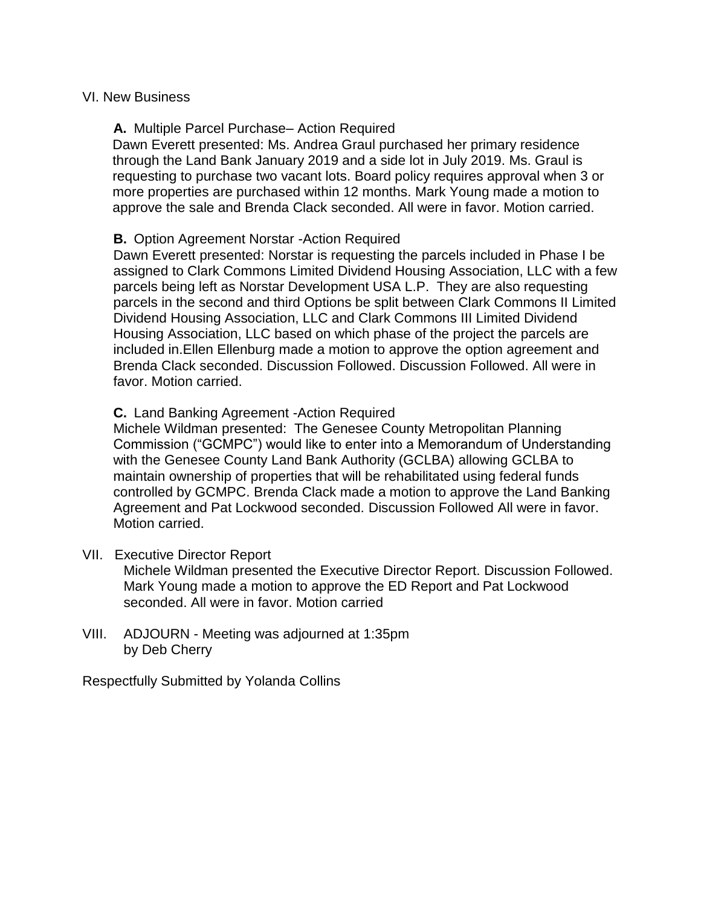VI. New Business

**A.** Multiple Parcel Purchase– Action Required

Dawn Everett presented: Ms. Andrea Graul purchased her primary residence through the Land Bank January 2019 and a side lot in July 2019. Ms. Graul is requesting to purchase two vacant lots. Board policy requires approval when 3 or more properties are purchased within 12 months. Mark Young made a motion to approve the sale and Brenda Clack seconded. All were in favor. Motion carried.

**B.** Option Agreement Norstar -Action Required

Dawn Everett presented: Norstar is requesting the parcels included in Phase I be assigned to Clark Commons Limited Dividend Housing Association, LLC with a few parcels being left as Norstar Development USA L.P. They are also requesting parcels in the second and third Options be split between Clark Commons II Limited Dividend Housing Association, LLC and Clark Commons III Limited Dividend Housing Association, LLC based on which phase of the project the parcels are included in.Ellen Ellenburg made a motion to approve the option agreement and Brenda Clack seconded. Discussion Followed. Discussion Followed. All were in favor. Motion carried.

**C.** Land Banking Agreement -Action Required

Michele Wildman presented: The Genesee County Metropolitan Planning Commission ("GCMPC") would like to enter into a Memorandum of Understanding with the Genesee County Land Bank Authority (GCLBA) allowing GCLBA to maintain ownership of properties that will be rehabilitated using federal funds controlled by GCMPC. Brenda Clack made a motion to approve the Land Banking Agreement and Pat Lockwood seconded. Discussion Followed All were in favor. Motion carried.

VII. Executive Director Report

Michele Wildman presented the Executive Director Report. Discussion Followed. Mark Young made a motion to approve the ED Report and Pat Lockwood seconded. All were in favor. Motion carried

VIII. ADJOURN - Meeting was adjourned at 1:35pm by Deb Cherry

Respectfully Submitted by Yolanda Collins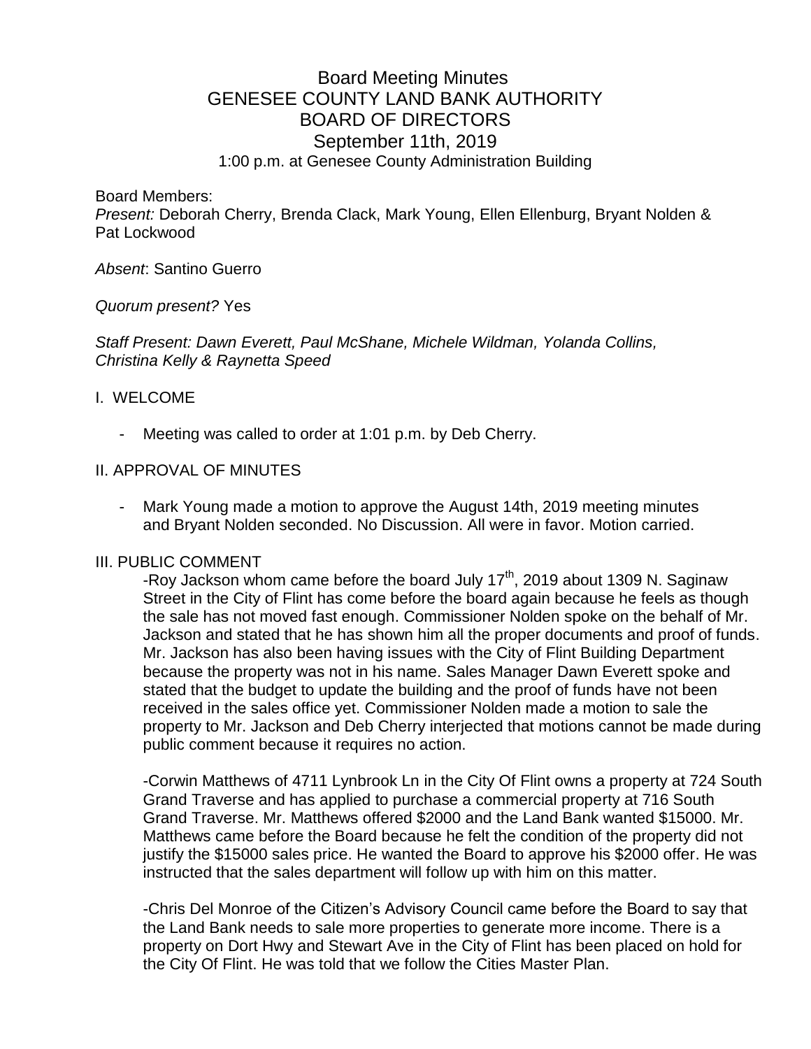# Board Meeting Minutes
# GENESEE COUNTY LAND BANK AUTHORITY
# BOARD OF DIRECTORS
## September 11th, 2019
1:00 p.m. at Genesee County Administration Building

Board Members:
*Present:* Deborah Cherry, Brenda Clack, Mark Young, Ellen Ellenburg, Bryant Nolden & Pat Lockwood

*Absent*: Santino Guerro

*Quorum present?* Yes

*Staff Present: Dawn Everett, Paul McShane, Michele Wildman, Yolanda Collins, Christina Kelly & Raynetta Speed*

## I. WELCOME

- Meeting was called to order at 1:01 p.m. by Deb Cherry.

## II. APPROVAL OF MINUTES

- Mark Young made a motion to approve the August 14th, 2019 meeting minutes and Bryant Nolden seconded. No Discussion. All were in favor. Motion carried.

## III. PUBLIC COMMENT

-Roy Jackson whom came before the board July 17th, 2019 about 1309 N. Saginaw Street in the City of Flint has come before the board again because he feels as though the sale has not moved fast enough. Commissioner Nolden spoke on the behalf of Mr. Jackson and stated that he has shown him all the proper documents and proof of funds. Mr. Jackson has also been having issues with the City of Flint Building Department because the property was not in his name. Sales Manager Dawn Everett spoke and stated that the budget to update the building and the proof of funds have not been received in the sales office yet. Commissioner Nolden made a motion to sale the property to Mr. Jackson and Deb Cherry interjected that motions cannot be made during public comment because it requires no action.

-Corwin Matthews of 4711 Lynbrook Ln in the City Of Flint owns a property at 724 South Grand Traverse and has applied to purchase a commercial property at 716 South Grand Traverse. Mr. Matthews offered $2000 and the Land Bank wanted $15000. Mr. Matthews came before the Board because he felt the condition of the property did not justify the $15000 sales price. He wanted the Board to approve his $2000 offer. He was instructed that the sales department will follow up with him on this matter.

-Chris Del Monroe of the Citizen's Advisory Council came before the Board to say that the Land Bank needs to sale more properties to generate more income. There is a property on Dort Hwy and Stewart Ave in the City of Flint has been placed on hold for the City Of Flint. He was told that we follow the Cities Master Plan.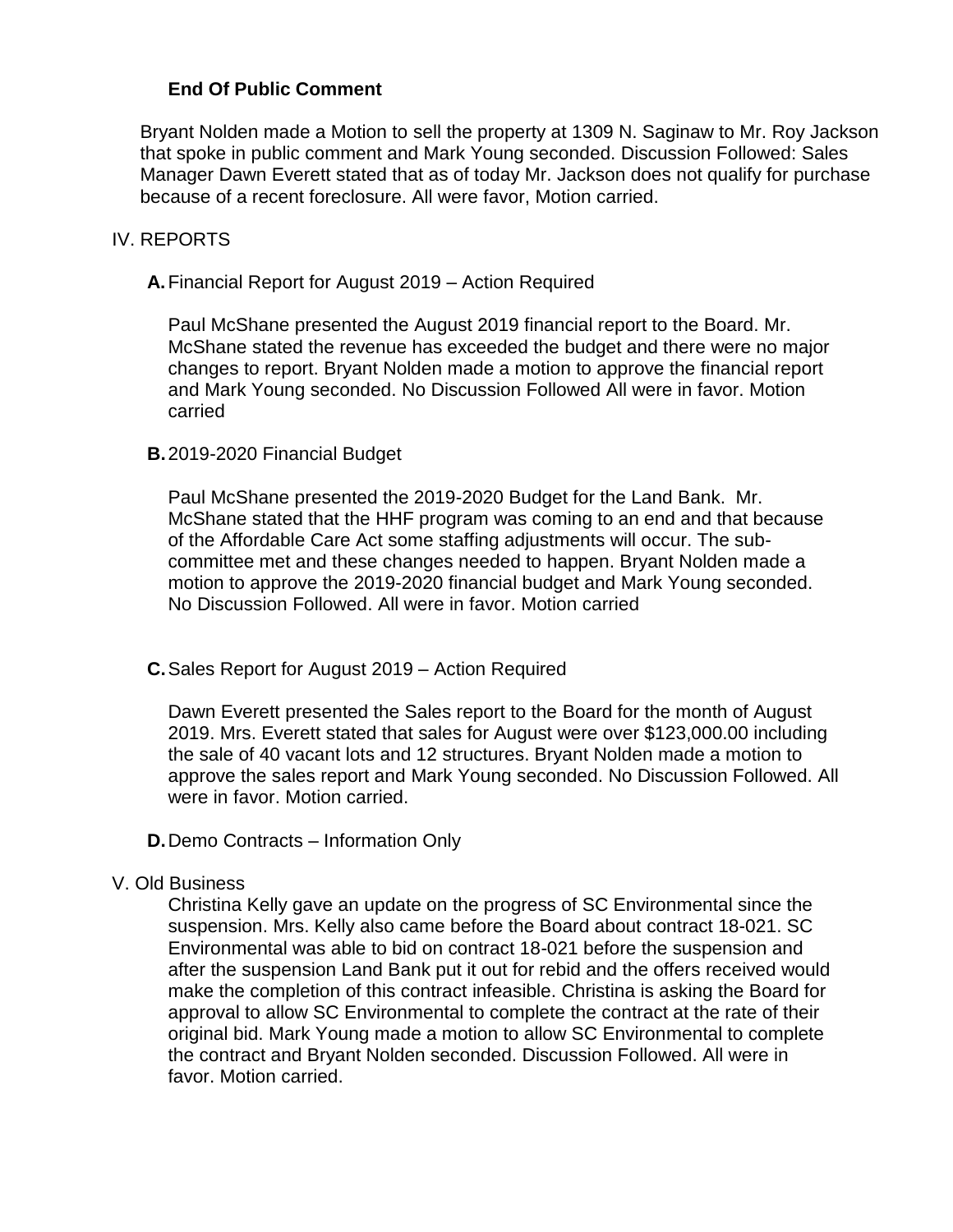**End Of Public Comment**

Bryant Nolden made a Motion to sell the property at 1309 N. Saginaw to Mr. Roy Jackson that spoke in public comment and Mark Young seconded. Discussion Followed: Sales Manager Dawn Everett stated that as of today Mr. Jackson does not qualify for purchase because of a recent foreclosure. All were favor, Motion carried.

IV. REPORTS

**A.** Financial Report for August 2019 – Action Required

Paul McShane presented the August 2019 financial report to the Board. Mr. McShane stated the revenue has exceeded the budget and there were no major changes to report. Bryant Nolden made a motion to approve the financial report and Mark Young seconded. No Discussion Followed All were in favor. Motion carried

**B.** 2019-2020 Financial Budget

Paul McShane presented the 2019-2020 Budget for the Land Bank. Mr. McShane stated that the HHF program was coming to an end and that because of the Affordable Care Act some staffing adjustments will occur. The sub-committee met and these changes needed to happen. Bryant Nolden made a motion to approve the 2019-2020 financial budget and Mark Young seconded. No Discussion Followed. All were in favor. Motion carried

**C.** Sales Report for August 2019 – Action Required

Dawn Everett presented the Sales report to the Board for the month of August 2019. Mrs. Everett stated that sales for August were over $123,000.00 including the sale of 40 vacant lots and 12 structures. Bryant Nolden made a motion to approve the sales report and Mark Young seconded. No Discussion Followed. All were in favor. Motion carried.

**D.** Demo Contracts – Information Only

V. Old Business

Christina Kelly gave an update on the progress of SC Environmental since the suspension. Mrs. Kelly also came before the Board about contract 18-021. SC Environmental was able to bid on contract 18-021 before the suspension and after the suspension Land Bank put it out for rebid and the offers received would make the completion of this contract infeasible. Christina is asking the Board for approval to allow SC Environmental to complete the contract at the rate of their original bid. Mark Young made a motion to allow SC Environmental to complete the contract and Bryant Nolden seconded. Discussion Followed. All were in favor. Motion carried.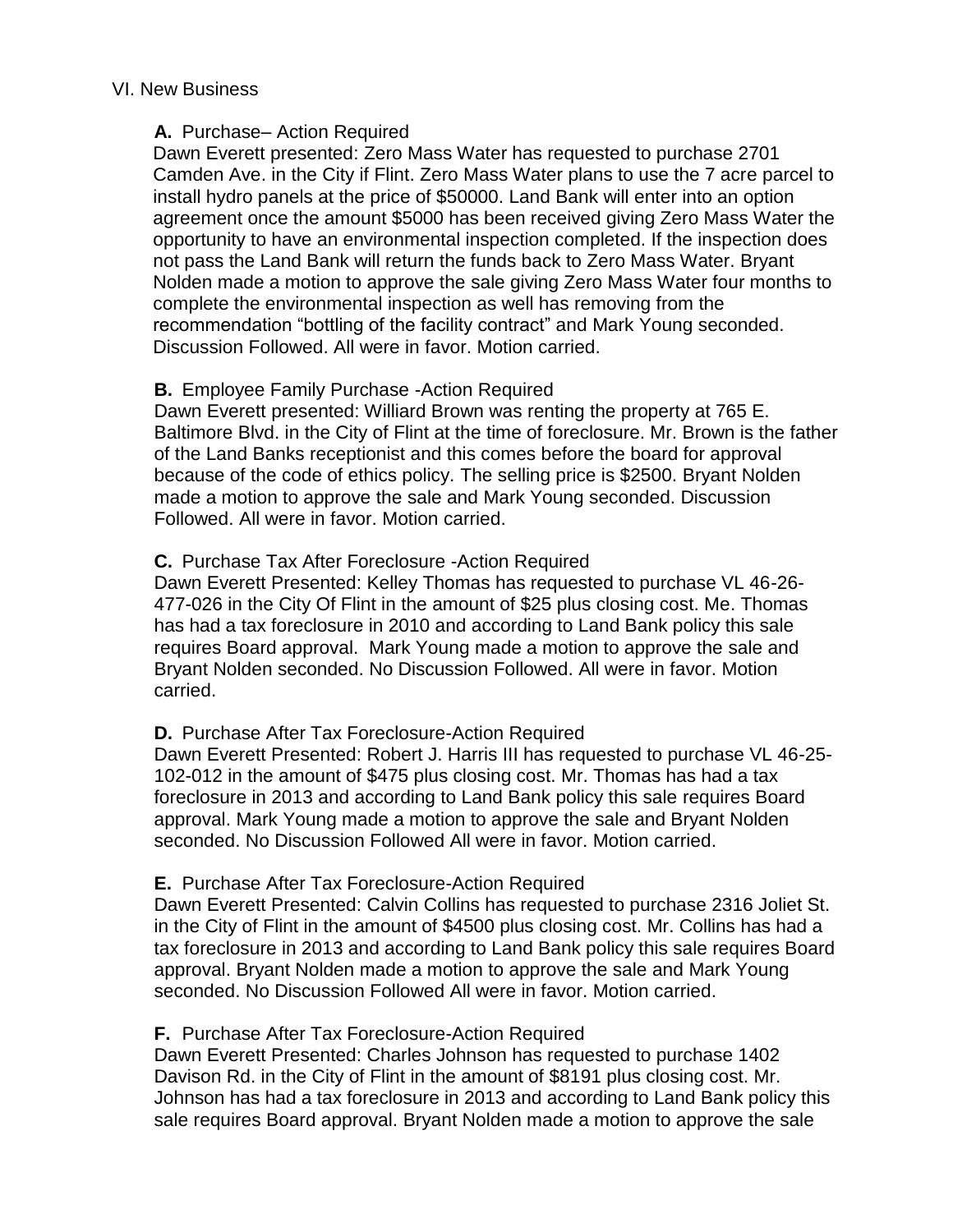VI. New Business

**A.** Purchase– Action Required
Dawn Everett presented: Zero Mass Water has requested to purchase 2701 Camden Ave. in the City if Flint. Zero Mass Water plans to use the 7 acre parcel to install hydro panels at the price of $50000. Land Bank will enter into an option agreement once the amount $5000 has been received giving Zero Mass Water the opportunity to have an environmental inspection completed. If the inspection does not pass the Land Bank will return the funds back to Zero Mass Water. Bryant Nolden made a motion to approve the sale giving Zero Mass Water four months to complete the environmental inspection as well has removing from the recommendation "bottling of the facility contract" and Mark Young seconded. Discussion Followed. All were in favor. Motion carried.

**B.** Employee Family Purchase -Action Required
Dawn Everett presented: Williard Brown was renting the property at 765 E. Baltimore Blvd. in the City of Flint at the time of foreclosure. Mr. Brown is the father of the Land Banks receptionist and this comes before the board for approval because of the code of ethics policy. The selling price is $2500. Bryant Nolden made a motion to approve the sale and Mark Young seconded. Discussion Followed. All were in favor. Motion carried.

**C.** Purchase Tax After Foreclosure -Action Required
Dawn Everett Presented: Kelley Thomas has requested to purchase VL 46-26-477-026 in the City Of Flint in the amount of $25 plus closing cost. Me. Thomas has had a tax foreclosure in 2010 and according to Land Bank policy this sale requires Board approval. Mark Young made a motion to approve the sale and Bryant Nolden seconded. No Discussion Followed. All were in favor. Motion carried.

**D.** Purchase After Tax Foreclosure-Action Required
Dawn Everett Presented: Robert J. Harris III has requested to purchase VL 46-25-102-012 in the amount of $475 plus closing cost. Mr. Thomas has had a tax foreclosure in 2013 and according to Land Bank policy this sale requires Board approval. Mark Young made a motion to approve the sale and Bryant Nolden seconded. No Discussion Followed All were in favor. Motion carried.

**E.** Purchase After Tax Foreclosure-Action Required
Dawn Everett Presented: Calvin Collins has requested to purchase 2316 Joliet St. in the City of Flint in the amount of $4500 plus closing cost. Mr. Collins has had a tax foreclosure in 2013 and according to Land Bank policy this sale requires Board approval. Bryant Nolden made a motion to approve the sale and Mark Young seconded. No Discussion Followed All were in favor. Motion carried.

**F.** Purchase After Tax Foreclosure-Action Required
Dawn Everett Presented: Charles Johnson has requested to purchase 1402 Davison Rd. in the City of Flint in the amount of $8191 plus closing cost. Mr. Johnson has had a tax foreclosure in 2013 and according to Land Bank policy this sale requires Board approval. Bryant Nolden made a motion to approve the sale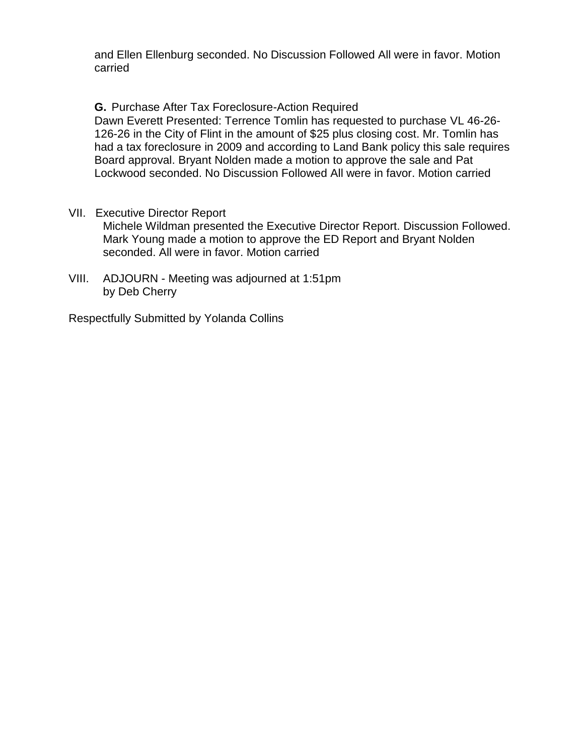and Ellen Ellenburg seconded. No Discussion Followed All were in favor. Motion carried

**G.** Purchase After Tax Foreclosure-Action Required
Dawn Everett Presented: Terrence Tomlin has requested to purchase VL 46-26-126-26 in the City of Flint in the amount of $25 plus closing cost. Mr. Tomlin has had a tax foreclosure in 2009 and according to Land Bank policy this sale requires Board approval. Bryant Nolden made a motion to approve the sale and Pat Lockwood seconded. No Discussion Followed All were in favor. Motion carried

VII. Executive Director Report
Michele Wildman presented the Executive Director Report. Discussion Followed. Mark Young made a motion to approve the ED Report and Bryant Nolden seconded. All were in favor. Motion carried

VIII. ADJOURN - Meeting was adjourned at 1:51pm by Deb Cherry

Respectfully Submitted by Yolanda Collins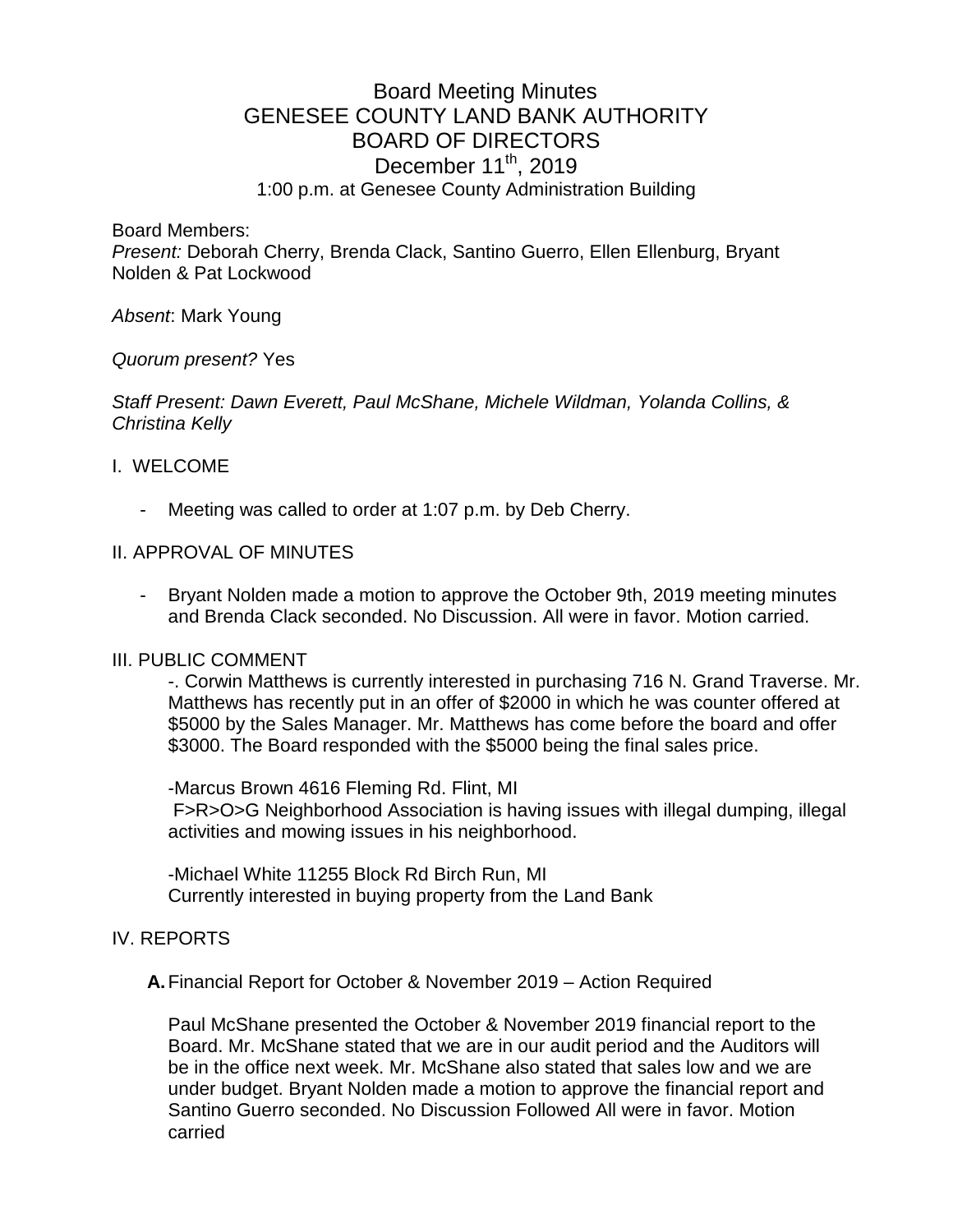# Board Meeting Minutes
# GENESEE COUNTY LAND BANK AUTHORITY
# BOARD OF DIRECTORS
# December 11th, 2019

1:00 p.m. at Genesee County Administration Building

Board Members:

*Present:* Deborah Cherry, Brenda Clack, Santino Guerro, Ellen Ellenburg, Bryant Nolden & Pat Lockwood

*Absent*: Mark Young

*Quorum present?* Yes

*Staff Present: Dawn Everett, Paul McShane, Michele Wildman, Yolanda Collins, & Christina Kelly*

## I. WELCOME

- Meeting was called to order at 1:07 p.m. by Deb Cherry.

## II. APPROVAL OF MINUTES

- Bryant Nolden made a motion to approve the October 9th, 2019 meeting minutes and Brenda Clack seconded. No Discussion. All were in favor. Motion carried.

## III. PUBLIC COMMENT

-. Corwin Matthews is currently interested in purchasing 716 N. Grand Traverse. Mr. Matthews has recently put in an offer of $2000 in which he was counter offered at $5000 by the Sales Manager. Mr. Matthews has come before the board and offer $3000. The Board responded with the $5000 being the final sales price.

-Marcus Brown 4616 Fleming Rd. Flint, MI
F>R>O>G Neighborhood Association is having issues with illegal dumping, illegal activities and mowing issues in his neighborhood.

-Michael White 11255 Block Rd Birch Run, MI
Currently interested in buying property from the Land Bank

## IV. REPORTS

**A.** Financial Report for October & November 2019 – Action Required

Paul McShane presented the October & November 2019 financial report to the Board. Mr. McShane stated that we are in our audit period and the Auditors will be in the office next week. Mr. McShane also stated that sales low and we are under budget. Bryant Nolden made a motion to approve the financial report and Santino Guerro seconded. No Discussion Followed All were in favor. Motion carried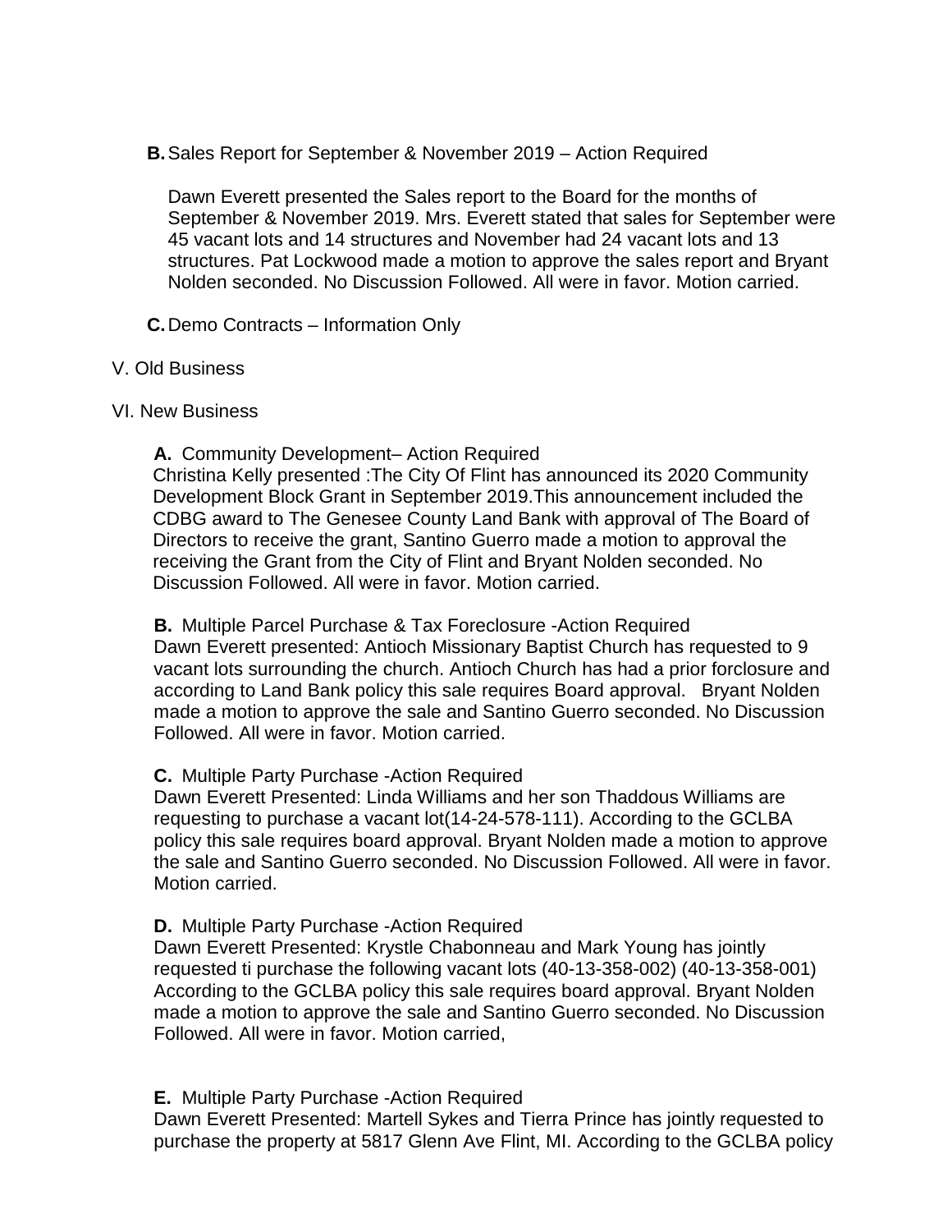**B.** Sales Report for September & November 2019 – Action Required

Dawn Everett presented the Sales report to the Board for the months of September & November 2019. Mrs. Everett stated that sales for September were 45 vacant lots and 14 structures and November had 24 vacant lots and 13 structures. Pat Lockwood made a motion to approve the sales report and Bryant Nolden seconded. No Discussion Followed. All were in favor. Motion carried.

**C.** Demo Contracts – Information Only

V. Old Business

VI. New Business

**A.** Community Development– Action Required
Christina Kelly presented :The City Of Flint has announced its 2020 Community Development Block Grant in September 2019.This announcement included the CDBG award to The Genesee County Land Bank with approval of The Board of Directors to receive the grant, Santino Guerro made a motion to approval the receiving the Grant from the City of Flint and Bryant Nolden seconded. No Discussion Followed. All were in favor. Motion carried.

**B.** Multiple Parcel Purchase & Tax Foreclosure -Action Required
Dawn Everett presented: Antioch Missionary Baptist Church has requested to 9 vacant lots surrounding the church. Antioch Church has had a prior forclosure and according to Land Bank policy this sale requires Board approval. Bryant Nolden made a motion to approve the sale and Santino Guerro seconded. No Discussion Followed. All were in favor. Motion carried.

**C.** Multiple Party Purchase -Action Required
Dawn Everett Presented: Linda Williams and her son Thaddous Williams are requesting to purchase a vacant lot(14-24-578-111). According to the GCLBA policy this sale requires board approval. Bryant Nolden made a motion to approve the sale and Santino Guerro seconded. No Discussion Followed. All were in favor. Motion carried.

**D.** Multiple Party Purchase -Action Required
Dawn Everett Presented: Krystle Chabonneau and Mark Young has jointly requested ti purchase the following vacant lots (40-13-358-002) (40-13-358-001) According to the GCLBA policy this sale requires board approval. Bryant Nolden made a motion to approve the sale and Santino Guerro seconded. No Discussion Followed. All were in favor. Motion carried,

**E.** Multiple Party Purchase -Action Required
Dawn Everett Presented: Martell Sykes and Tierra Prince has jointly requested to purchase the property at 5817 Glenn Ave Flint, MI. According to the GCLBA policy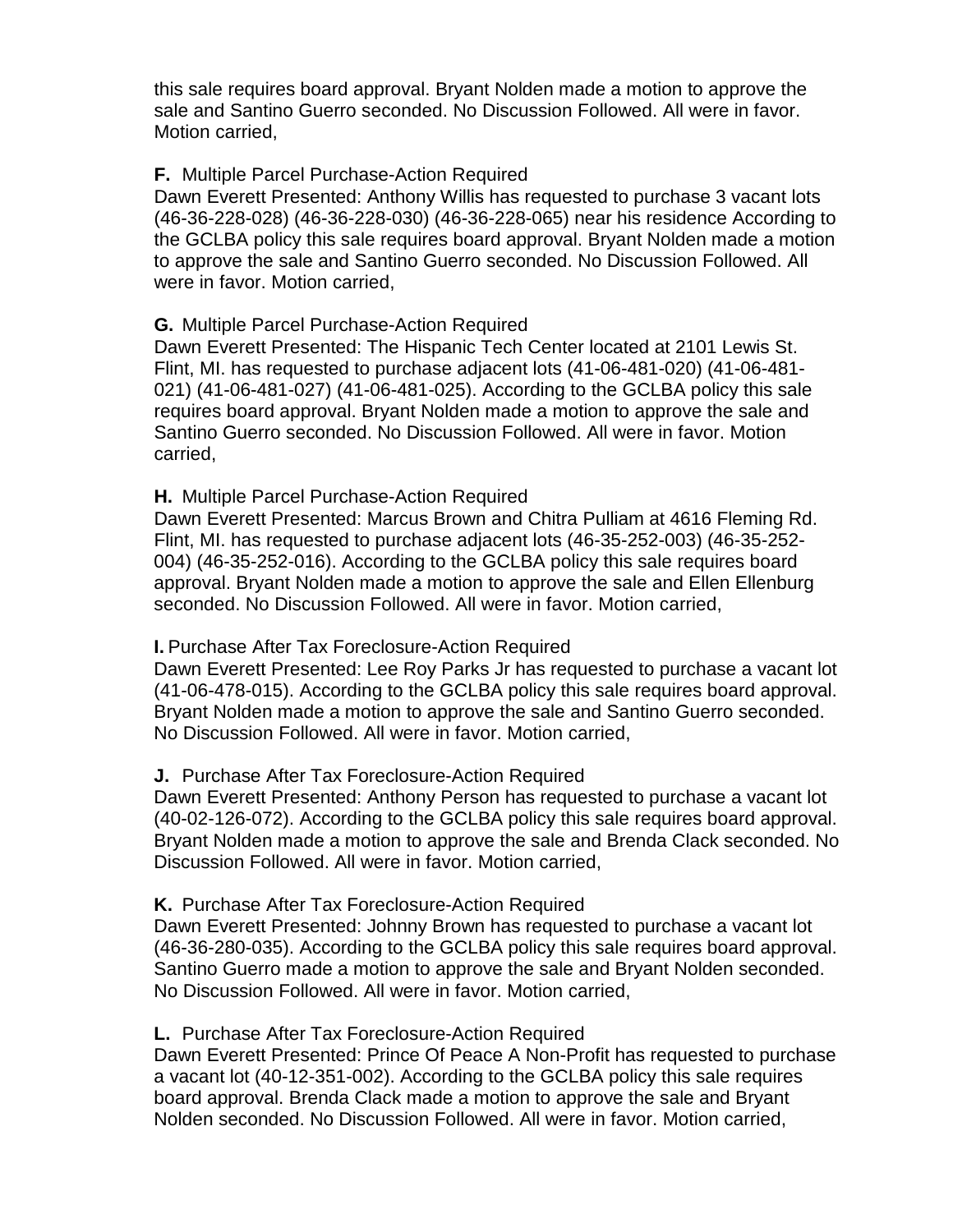this sale requires board approval. Bryant Nolden made a motion to approve the sale and Santino Guerro seconded. No Discussion Followed. All were in favor. Motion carried,

**F.** Multiple Parcel Purchase-Action Required
Dawn Everett Presented: Anthony Willis has requested to purchase 3 vacant lots (46-36-228-028) (46-36-228-030) (46-36-228-065) near his residence According to the GCLBA policy this sale requires board approval. Bryant Nolden made a motion to approve the sale and Santino Guerro seconded. No Discussion Followed. All were in favor. Motion carried,

**G.** Multiple Parcel Purchase-Action Required
Dawn Everett Presented: The Hispanic Tech Center located at 2101 Lewis St. Flint, MI. has requested to purchase adjacent lots (41-06-481-020) (41-06-481-021) (41-06-481-027) (41-06-481-025). According to the GCLBA policy this sale requires board approval. Bryant Nolden made a motion to approve the sale and Santino Guerro seconded. No Discussion Followed. All were in favor. Motion carried,

**H.** Multiple Parcel Purchase-Action Required
Dawn Everett Presented: Marcus Brown and Chitra Pulliam at 4616 Fleming Rd. Flint, MI. has requested to purchase adjacent lots (46-35-252-003) (46-35-252-004) (46-35-252-016). According to the GCLBA policy this sale requires board approval. Bryant Nolden made a motion to approve the sale and Ellen Ellenburg seconded. No Discussion Followed. All were in favor. Motion carried,

**I.** Purchase After Tax Foreclosure-Action Required
Dawn Everett Presented: Lee Roy Parks Jr has requested to purchase a vacant lot (41-06-478-015). According to the GCLBA policy this sale requires board approval. Bryant Nolden made a motion to approve the sale and Santino Guerro seconded. No Discussion Followed. All were in favor. Motion carried,

**J.** Purchase After Tax Foreclosure-Action Required
Dawn Everett Presented: Anthony Person has requested to purchase a vacant lot (40-02-126-072). According to the GCLBA policy this sale requires board approval. Bryant Nolden made a motion to approve the sale and Brenda Clack seconded. No Discussion Followed. All were in favor. Motion carried,

**K.** Purchase After Tax Foreclosure-Action Required
Dawn Everett Presented: Johnny Brown has requested to purchase a vacant lot (46-36-280-035). According to the GCLBA policy this sale requires board approval. Santino Guerro made a motion to approve the sale and Bryant Nolden seconded. No Discussion Followed. All were in favor. Motion carried,

**L.** Purchase After Tax Foreclosure-Action Required
Dawn Everett Presented: Prince Of Peace A Non-Profit has requested to purchase a vacant lot (40-12-351-002). According to the GCLBA policy this sale requires board approval. Brenda Clack made a motion to approve the sale and Bryant Nolden seconded. No Discussion Followed. All were in favor. Motion carried,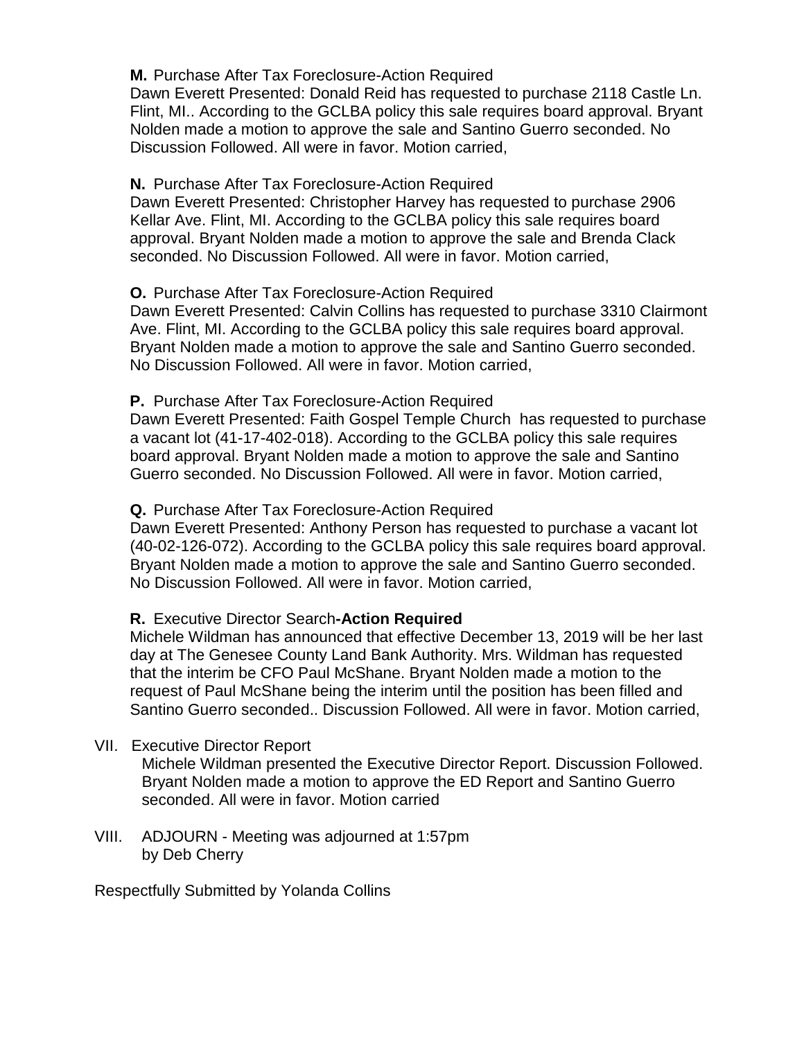**M.** Purchase After Tax Foreclosure-Action Required
Dawn Everett Presented: Donald Reid has requested to purchase 2118 Castle Ln. Flint, MI.. According to the GCLBA policy this sale requires board approval. Bryant Nolden made a motion to approve the sale and Santino Guerro seconded. No Discussion Followed. All were in favor. Motion carried,

**N.** Purchase After Tax Foreclosure-Action Required
Dawn Everett Presented: Christopher Harvey has requested to purchase 2906 Kellar Ave. Flint, MI. According to the GCLBA policy this sale requires board approval. Bryant Nolden made a motion to approve the sale and Brenda Clack seconded. No Discussion Followed. All were in favor. Motion carried,

**O.** Purchase After Tax Foreclosure-Action Required
Dawn Everett Presented: Calvin Collins has requested to purchase 3310 Clairmont Ave. Flint, MI. According to the GCLBA policy this sale requires board approval. Bryant Nolden made a motion to approve the sale and Santino Guerro seconded. No Discussion Followed. All were in favor. Motion carried,

**P.** Purchase After Tax Foreclosure-Action Required
Dawn Everett Presented: Faith Gospel Temple Church has requested to purchase a vacant lot (41-17-402-018). According to the GCLBA policy this sale requires board approval. Bryant Nolden made a motion to approve the sale and Santino Guerro seconded. No Discussion Followed. All were in favor. Motion carried,

**Q.** Purchase After Tax Foreclosure-Action Required
Dawn Everett Presented: Anthony Person has requested to purchase a vacant lot (40-02-126-072). According to the GCLBA policy this sale requires board approval. Bryant Nolden made a motion to approve the sale and Santino Guerro seconded. No Discussion Followed. All were in favor. Motion carried,

**R.** Executive Director Search**-Action Required**
Michele Wildman has announced that effective December 13, 2019 will be her last day at The Genesee County Land Bank Authority. Mrs. Wildman has requested that the interim be CFO Paul McShane. Bryant Nolden made a motion to the request of Paul McShane being the interim until the position has been filled and Santino Guerro seconded.. Discussion Followed. All were in favor. Motion carried,

VII. Executive Director Report
Michele Wildman presented the Executive Director Report. Discussion Followed. Bryant Nolden made a motion to approve the ED Report and Santino Guerro seconded. All were in favor. Motion carried

VIII. ADJOURN - Meeting was adjourned at 1:57pm by Deb Cherry

Respectfully Submitted by Yolanda Collins